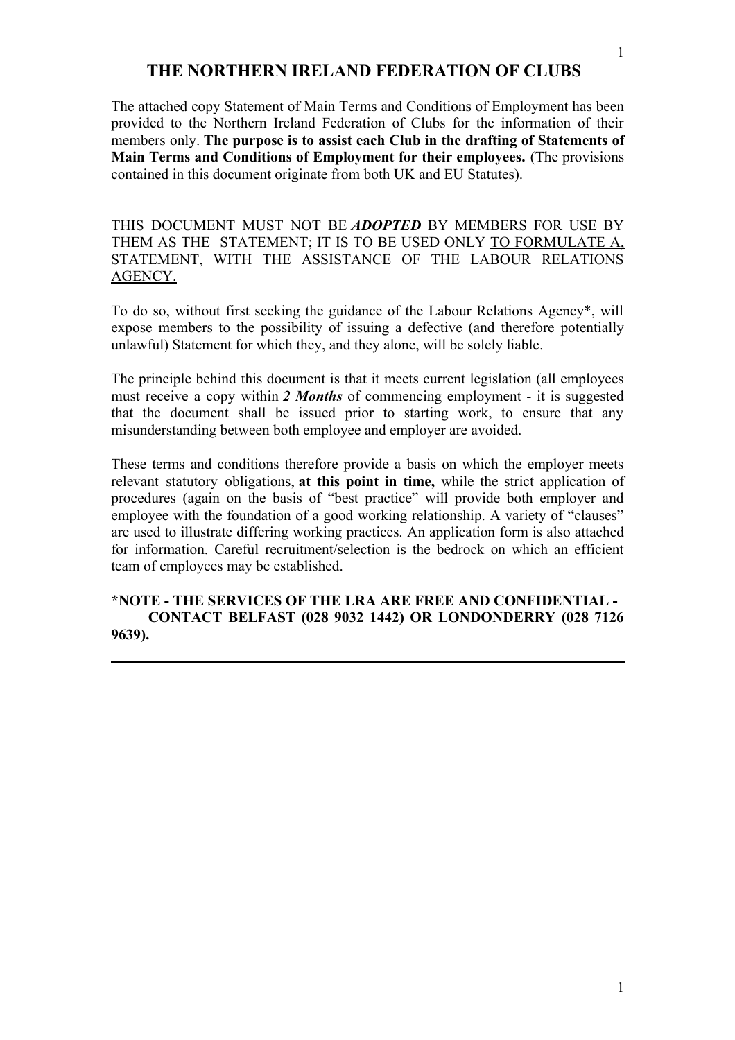# THE NORTHERN IRELAND FEDERATION OF CLUBS

The attached copy Statement of Main Terms and Conditions of Employment has been provided to the Northern Ireland Federation of Clubs for the information of their members only. **The purpose is to assist each Club in the drafting of Statements of Main Terms and Conditions of Employment for their employees.** (The provisions contained in this document originate from both UK and EU Statutes).

THIS DOCUMENT MUST NOT BE ***ADOPTED*** BY MEMBERS FOR USE BY THEM AS THE STATEMENT; IT IS TO BE USED ONLY <u>TO FORMULATE A, STATEMENT, WITH THE ASSISTANCE OF THE LABOUR RELATIONS AGENCY.</u>

To do so, without first seeking the guidance of the Labour Relations Agency*, will expose members to the possibility of issuing a defective (and therefore potentially unlawful) Statement for which they, and they alone, will be solely liable.

The principle behind this document is that it meets current legislation (all employees must receive a copy within ***2 Months*** of commencing employment - it is suggested that the document shall be issued prior to starting work, to ensure that any misunderstanding between both employee and employer are avoided.

These terms and conditions therefore provide a basis on which the employer meets relevant statutory obligations, **at this point in time,** while the strict application of procedures (again on the basis of "best practice" will provide both employer and employee with the foundation of a good working relationship. A variety of "clauses" are used to illustrate differing working practices. An application form is also attached for information. Careful recruitment/selection is the bedrock on which an efficient team of employees may be established.

**\*NOTE - THE SERVICES OF THE LRA ARE FREE AND CONFIDENTIAL - CONTACT BELFAST (028 9032 1442) OR LONDONDERRY (028 7126 9639).**

---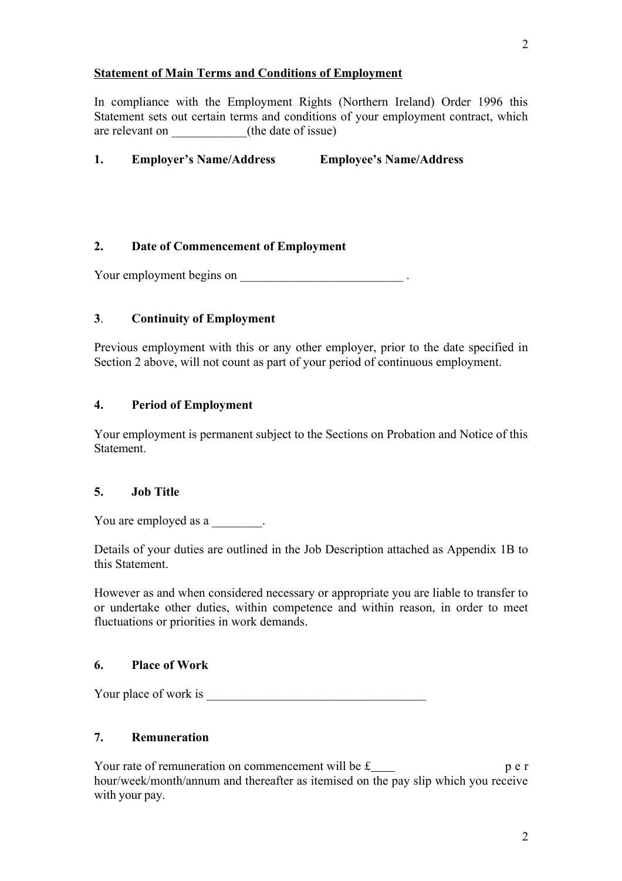**Statement of Main Terms and Conditions of Employment**

In compliance with the Employment Rights (Northern Ireland) Order 1996 this Statement sets out certain terms and conditions of your employment contract, which are relevant on ____________(the date of issue)

**1. Employer's Name/Address Employee's Name/Address**

**2. Date of Commencement of Employment**

Your employment begins on __________________________ .

**3. Continuity of Employment**

Previous employment with this or any other employer, prior to the date specified in Section 2 above, will not count as part of your period of continuous employment.

**4. Period of Employment**

Your employment is permanent subject to the Sections on Probation and Notice of this Statement.

**5. Job Title**

You are employed as a ________.

Details of your duties are outlined in the Job Description attached as Appendix 1B to this Statement.

However as and when considered necessary or appropriate you are liable to transfer to or undertake other duties, within competence and within reason, in order to meet fluctuations or priorities in work demands.

**6. Place of Work**

Your place of work is ___________________________________

**7. Remuneration**

Your rate of remuneration on commencement will be £____ per hour/week/month/annum and thereafter as itemised on the pay slip which you receive with your pay.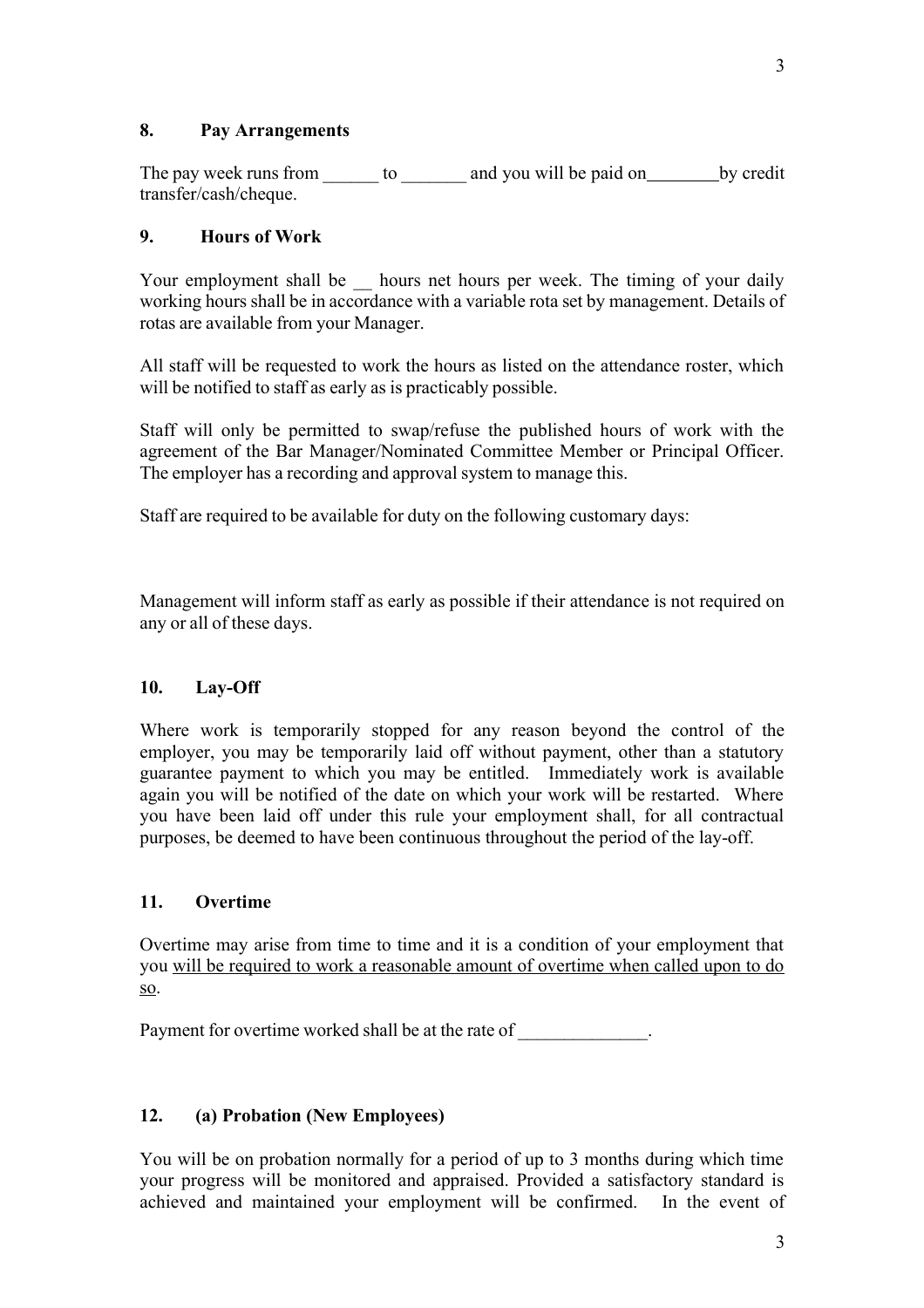## 8. Pay Arrangements

The pay week runs from ______ to _______ and you will be paid on________by credit transfer/cash/cheque.

## 9. Hours of Work

Your employment shall be __ hours net hours per week. The timing of your daily working hours shall be in accordance with a variable rota set by management. Details of rotas are available from your Manager.

All staff will be requested to work the hours as listed on the attendance roster, which will be notified to staff as early as is practicably possible.

Staff will only be permitted to swap/refuse the published hours of work with the agreement of the Bar Manager/Nominated Committee Member or Principal Officer. The employer has a recording and approval system to manage this.

Staff are required to be available for duty on the following customary days:

Management will inform staff as early as possible if their attendance is not required on any or all of these days.

## 10. Lay-Off

Where work is temporarily stopped for any reason beyond the control of the employer, you may be temporarily laid off without payment, other than a statutory guarantee payment to which you may be entitled. Immediately work is available again you will be notified of the date on which your work will be restarted. Where you have been laid off under this rule your employment shall, for all contractual purposes, be deemed to have been continuous throughout the period of the lay-off.

## 11. Overtime

Overtime may arise from time to time and it is a condition of your employment that you <u>will be required to work a reasonable amount of overtime when called upon to do so</u>.

Payment for overtime worked shall be at the rate of ______________.

## 12. (a) Probation (New Employees)

You will be on probation normally for a period of up to 3 months during which time your progress will be monitored and appraised. Provided a satisfactory standard is achieved and maintained your employment will be confirmed. In the event of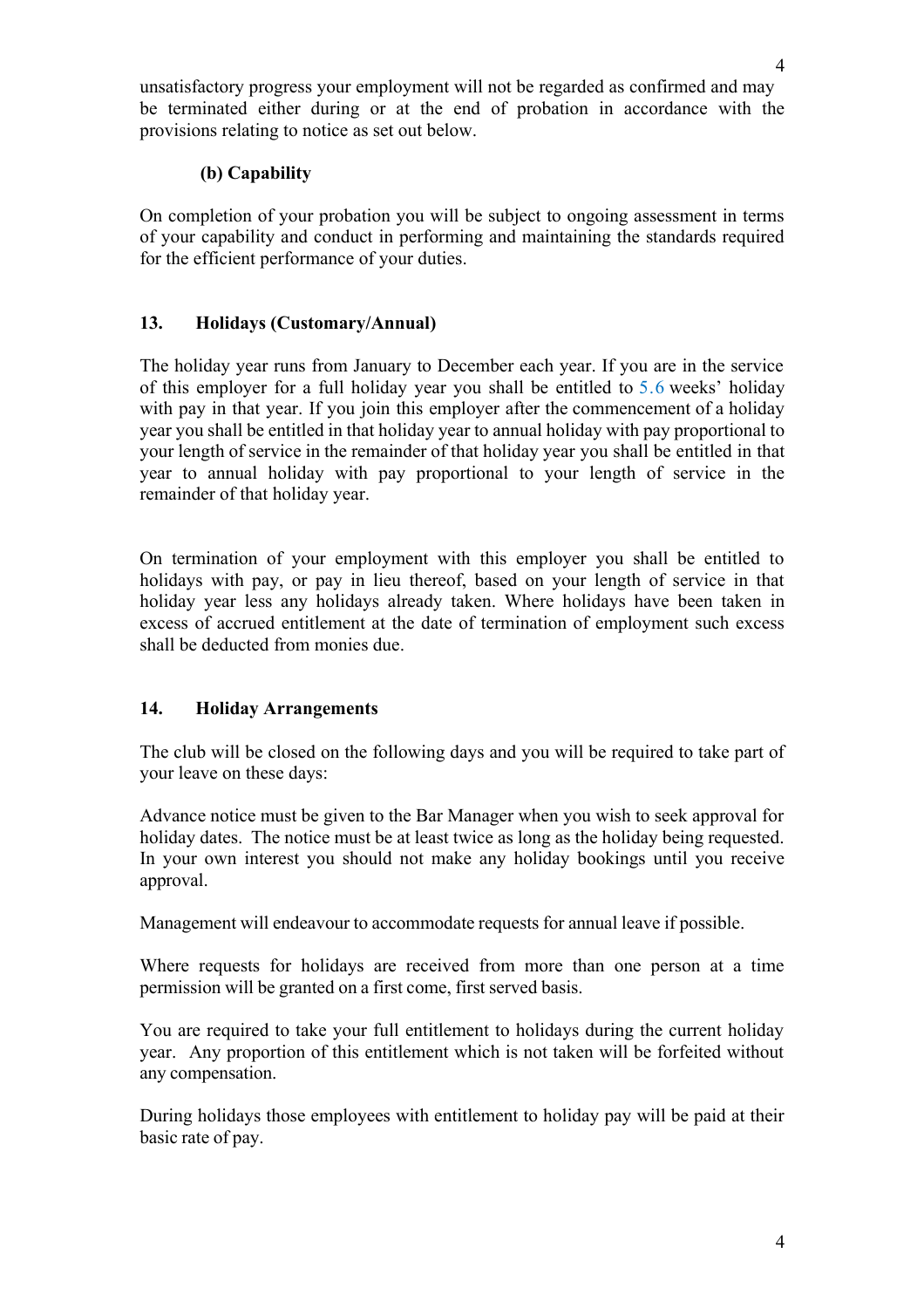unsatisfactory progress your employment will not be regarded as confirmed and may be terminated either during or at the end of probation in accordance with the provisions relating to notice as set out below.

**(b) Capability**

On completion of your probation you will be subject to ongoing assessment in terms of your capability and conduct in performing and maintaining the standards required for the efficient performance of your duties.

## 13. Holidays (Customary/Annual)

The holiday year runs from January to December each year. If you are in the service of this employer for a full holiday year you shall be entitled to 5.6 weeks' holiday with pay in that year. If you join this employer after the commencement of a holiday year you shall be entitled in that holiday year to annual holiday with pay proportional to your length of service in the remainder of that holiday year you shall be entitled in that year to annual holiday with pay proportional to your length of service in the remainder of that holiday year.

On termination of your employment with this employer you shall be entitled to holidays with pay, or pay in lieu thereof, based on your length of service in that holiday year less any holidays already taken. Where holidays have been taken in excess of accrued entitlement at the date of termination of employment such excess shall be deducted from monies due.

## 14. Holiday Arrangements

The club will be closed on the following days and you will be required to take part of your leave on these days:

Advance notice must be given to the Bar Manager when you wish to seek approval for holiday dates. The notice must be at least twice as long as the holiday being requested. In your own interest you should not make any holiday bookings until you receive approval.

Management will endeavour to accommodate requests for annual leave if possible.

Where requests for holidays are received from more than one person at a time permission will be granted on a first come, first served basis.

You are required to take your full entitlement to holidays during the current holiday year. Any proportion of this entitlement which is not taken will be forfeited without any compensation.

During holidays those employees with entitlement to holiday pay will be paid at their basic rate of pay.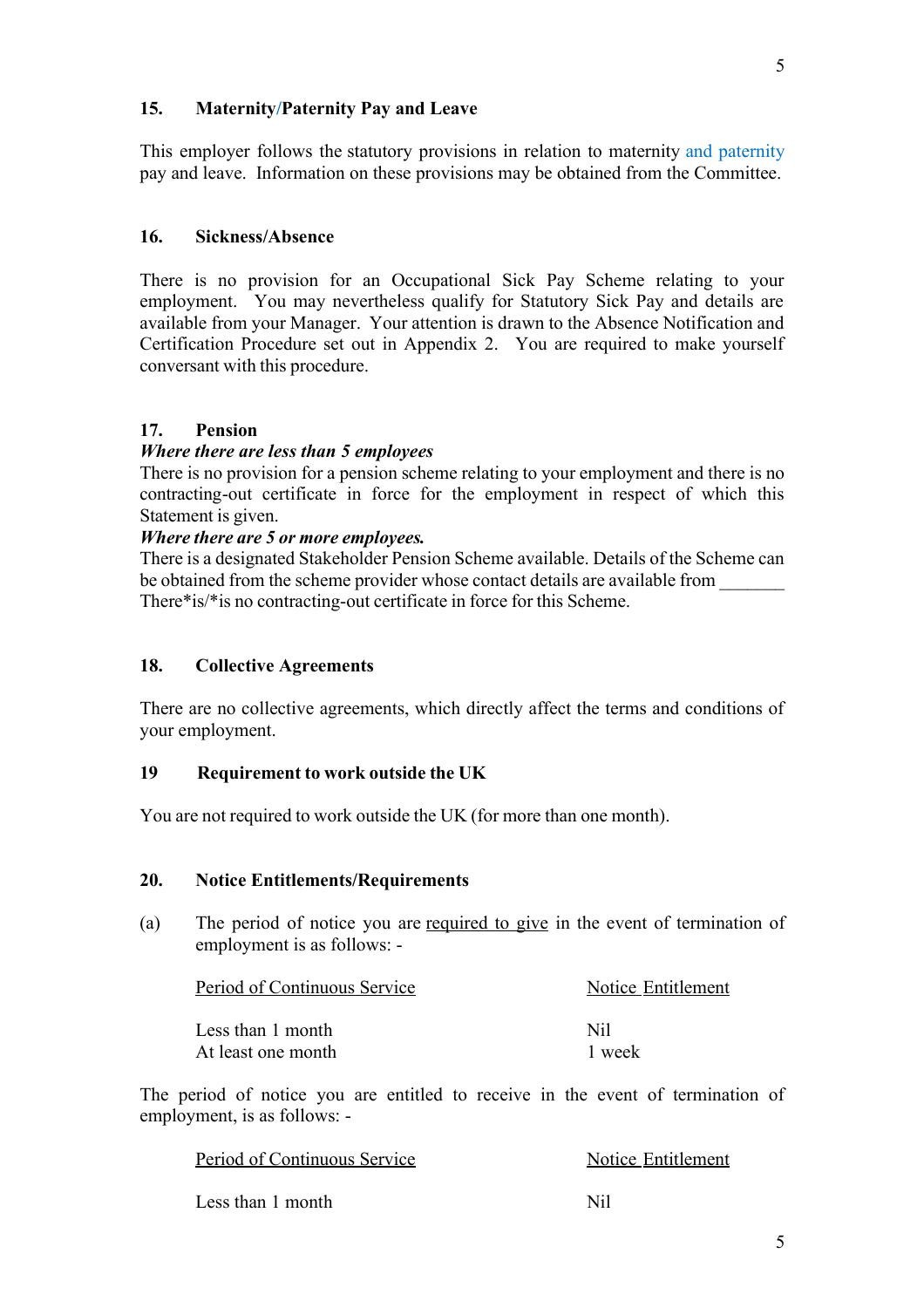## 15. Maternity/Paternity Pay and Leave

This employer follows the statutory provisions in relation to maternity and paternity pay and leave. Information on these provisions may be obtained from the Committee.

## 16. Sickness/Absence

There is no provision for an Occupational Sick Pay Scheme relating to your employment. You may nevertheless qualify for Statutory Sick Pay and details are available from your Manager. Your attention is drawn to the Absence Notification and Certification Procedure set out in Appendix 2. You are required to make yourself conversant with this procedure.

## 17. Pension

***Where there are less than 5 employees***

There is no provision for a pension scheme relating to your employment and there is no contracting-out certificate in force for the employment in respect of which this Statement is given.

***Where there are 5 or more employees.***

There is a designated Stakeholder Pension Scheme available. Details of the Scheme can be obtained from the scheme provider whose contact details are available from _______ There*is/*is no contracting-out certificate in force for this Scheme.

## 18. Collective Agreements

There are no collective agreements, which directly affect the terms and conditions of your employment.

## 19 Requirement to work outside the UK

You are not required to work outside the UK (for more than one month).

## 20. Notice Entitlements/Requirements

(a) The period of notice you are required to give in the event of termination of employment is as follows: -

| Period of Continuous Service | Notice Entitlement |
|---|---|
| Less than 1 month | Nil |
| At least one month | 1 week |

The period of notice you are entitled to receive in the event of termination of employment, is as follows: -

| Period of Continuous Service | Notice Entitlement |
|---|---|
| Less than 1 month | Nil |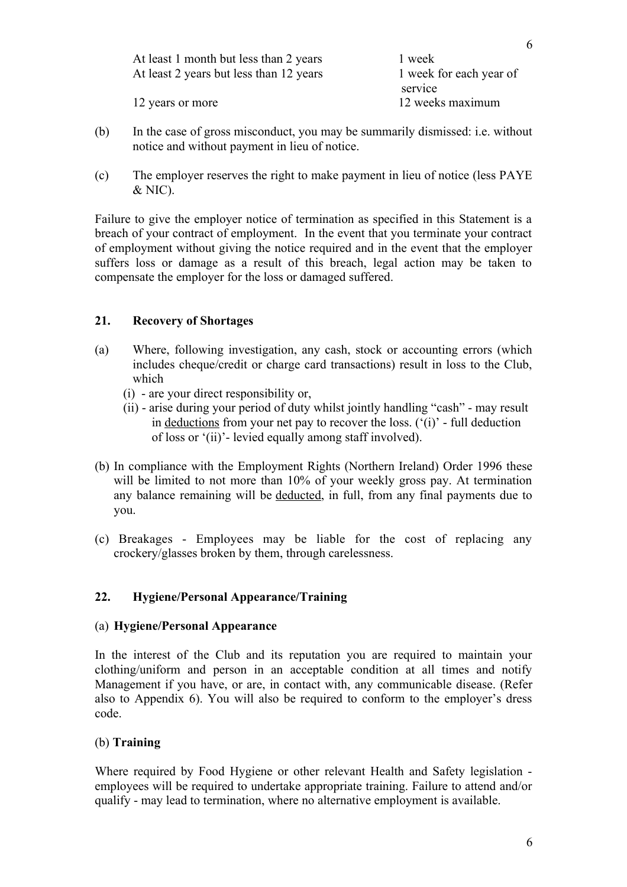| | |
|---|---|
| At least 1 month but less than 2 years | 1 week |
| At least 2 years but less than 12 years | 1 week for each year of service |
| 12 years or more | 12 weeks maximum |

(b) In the case of gross misconduct, you may be summarily dismissed: i.e. without notice and without payment in lieu of notice.

(c) The employer reserves the right to make payment in lieu of notice (less PAYE & NIC).

Failure to give the employer notice of termination as specified in this Statement is a breach of your contract of employment. In the event that you terminate your contract of employment without giving the notice required and in the event that the employer suffers loss or damage as a result of this breach, legal action may be taken to compensate the employer for the loss or damaged suffered.

## 21. Recovery of Shortages

(a) Where, following investigation, any cash, stock or accounting errors (which includes cheque/credit or charge card transactions) result in loss to the Club, which
   - (i) - are your direct responsibility or,
   - (ii) - arise during your period of duty whilst jointly handling "cash" - may result in <u>deductions</u> from your net pay to recover the loss. ('(i)' - full deduction of loss or '(ii)'- levied equally among staff involved).

(b) In compliance with the Employment Rights (Northern Ireland) Order 1996 these will be limited to not more than 10% of your weekly gross pay. At termination any balance remaining will be <u>deducted</u>, in full, from any final payments due to you.

(c) Breakages - Employees may be liable for the cost of replacing any crockery/glasses broken by them, through carelessness.

## 22. Hygiene/Personal Appearance/Training

### (a) **Hygiene/Personal Appearance**

In the interest of the Club and its reputation you are required to maintain your clothing/uniform and person in an acceptable condition at all times and notify Management if you have, or are, in contact with, any communicable disease. (Refer also to Appendix 6). You will also be required to conform to the employer's dress code.

### (b) **Training**

Where required by Food Hygiene or other relevant Health and Safety legislation - employees will be required to undertake appropriate training. Failure to attend and/or qualify - may lead to termination, where no alternative employment is available.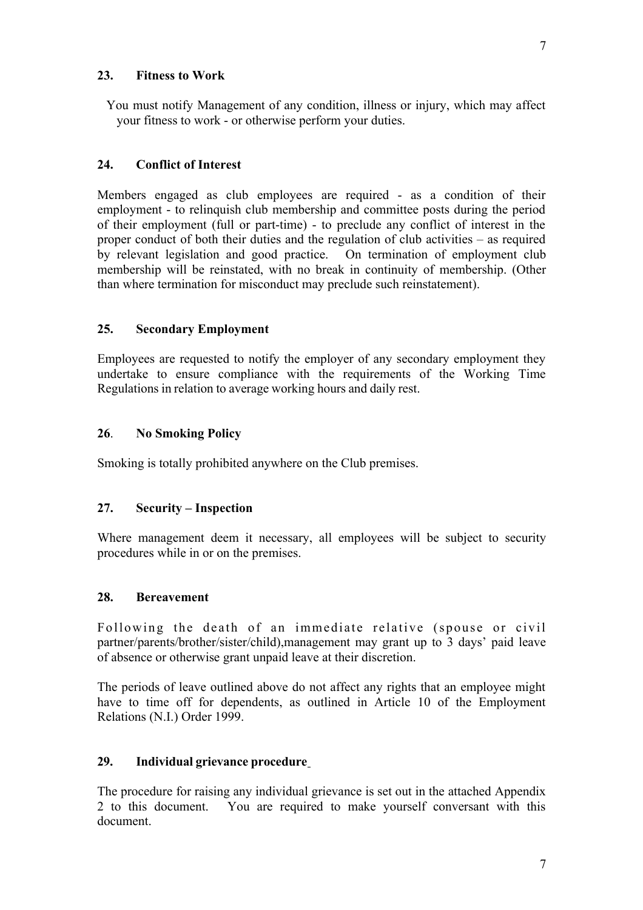## 23. Fitness to Work

You must notify Management of any condition, illness or injury, which may affect your fitness to work - or otherwise perform your duties.

## 24. Conflict of Interest

Members engaged as club employees are required - as a condition of their employment - to relinquish club membership and committee posts during the period of their employment (full or part-time) - to preclude any conflict of interest in the proper conduct of both their duties and the regulation of club activities – as required by relevant legislation and good practice. On termination of employment club membership will be reinstated, with no break in continuity of membership. (Other than where termination for misconduct may preclude such reinstatement).

## 25. Secondary Employment

Employees are requested to notify the employer of any secondary employment they undertake to ensure compliance with the requirements of the Working Time Regulations in relation to average working hours and daily rest.

## 26. No Smoking Policy

Smoking is totally prohibited anywhere on the Club premises.

## 27. Security – Inspection

Where management deem it necessary, all employees will be subject to security procedures while in or on the premises.

## 28. Bereavement

Following the death of an immediate relative (spouse or civil partner/parents/brother/sister/child),management may grant up to 3 days' paid leave of absence or otherwise grant unpaid leave at their discretion.

The periods of leave outlined above do not affect any rights that an employee might have to time off for dependents, as outlined in Article 10 of the Employment Relations (N.I.) Order 1999.

## 29. Individual grievance procedure

The procedure for raising any individual grievance is set out in the attached Appendix 2 to this document. You are required to make yourself conversant with this document.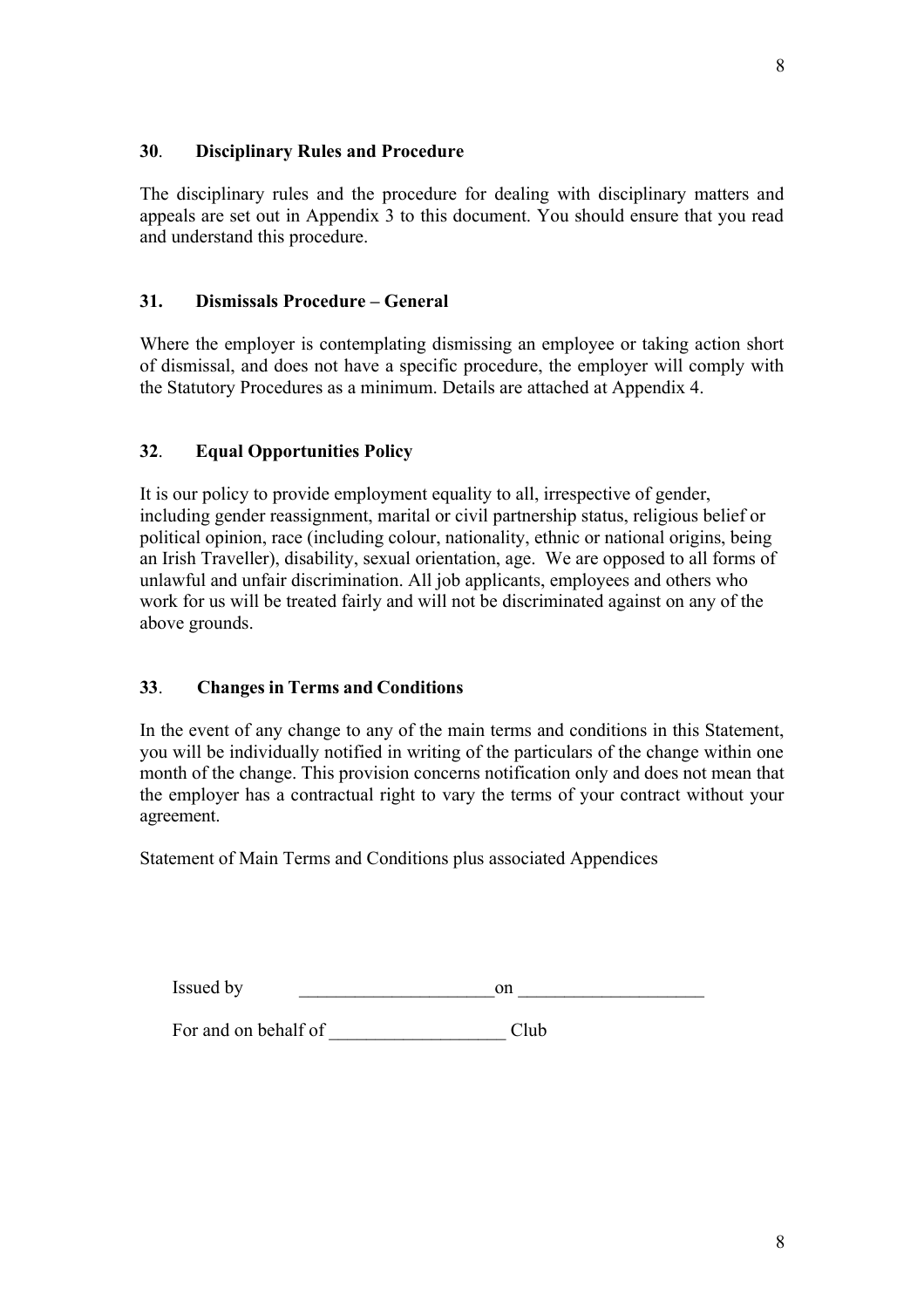### **30**. **Disciplinary Rules and Procedure**

The disciplinary rules and the procedure for dealing with disciplinary matters and appeals are set out in Appendix 3 to this document. You should ensure that you read and understand this procedure.

### **31. Dismissals Procedure – General**

Where the employer is contemplating dismissing an employee or taking action short of dismissal, and does not have a specific procedure, the employer will comply with the Statutory Procedures as a minimum. Details are attached at Appendix 4.

### **32**. **Equal Opportunities Policy**

It is our policy to provide employment equality to all, irrespective of gender, including gender reassignment, marital or civil partnership status, religious belief or political opinion, race (including colour, nationality, ethnic or national origins, being an Irish Traveller), disability, sexual orientation, age. We are opposed to all forms of unlawful and unfair discrimination. All job applicants, employees and others who work for us will be treated fairly and will not be discriminated against on any of the above grounds.

### **33**. **Changes in Terms and Conditions**

In the event of any change to any of the main terms and conditions in this Statement, you will be individually notified in writing of the particulars of the change within one month of the change. This provision concerns notification only and does not mean that the employer has a contractual right to vary the terms of your contract without your agreement.

Statement of Main Terms and Conditions plus associated Appendices

Issued by _____________________on ___________________

For and on behalf of __________________ Club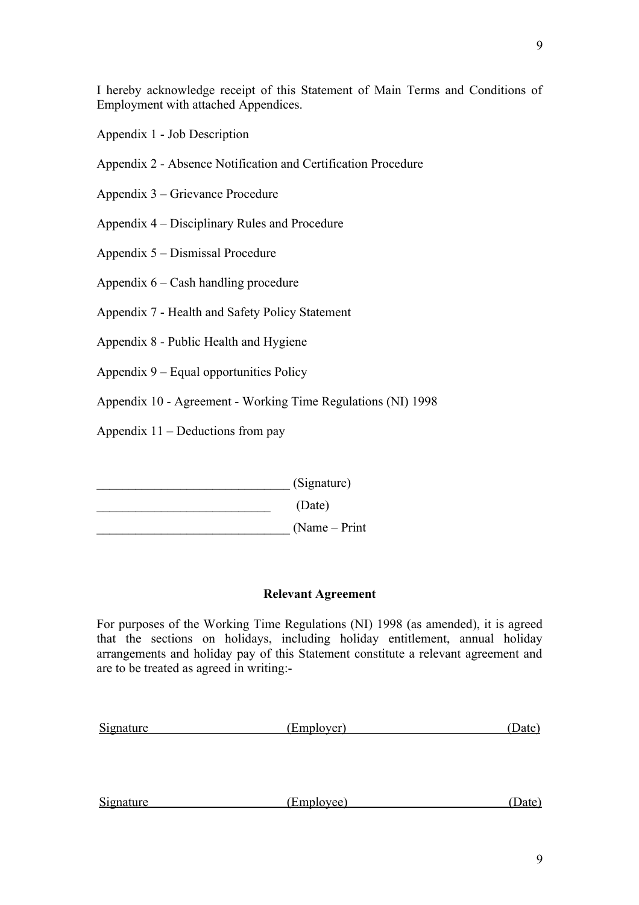I hereby acknowledge receipt of this Statement of Main Terms and Conditions of Employment with attached Appendices.

Appendix 1 - Job Description

Appendix 2 - Absence Notification and Certification Procedure

Appendix 3 – Grievance Procedure

Appendix 4 – Disciplinary Rules and Procedure

Appendix 5 – Dismissal Procedure

Appendix 6 – Cash handling procedure

Appendix 7 - Health and Safety Policy Statement

Appendix 8 - Public Health and Hygiene

Appendix 9 – Equal opportunities Policy

Appendix 10 - Agreement - Working Time Regulations (NI) 1998

Appendix 11 – Deductions from pay

______________________________ (Signature)

___________________________ (Date)

______________________________ (Name – Print

**Relevant Agreement**

For purposes of the Working Time Regulations (NI) 1998 (as amended), it is agreed that the sections on holidays, including holiday entitlement, annual holiday arrangements and holiday pay of this Statement constitute a relevant agreement and are to be treated as agreed in writing:-

Signature (Employer) (Date)

Signature (Employee) (Date)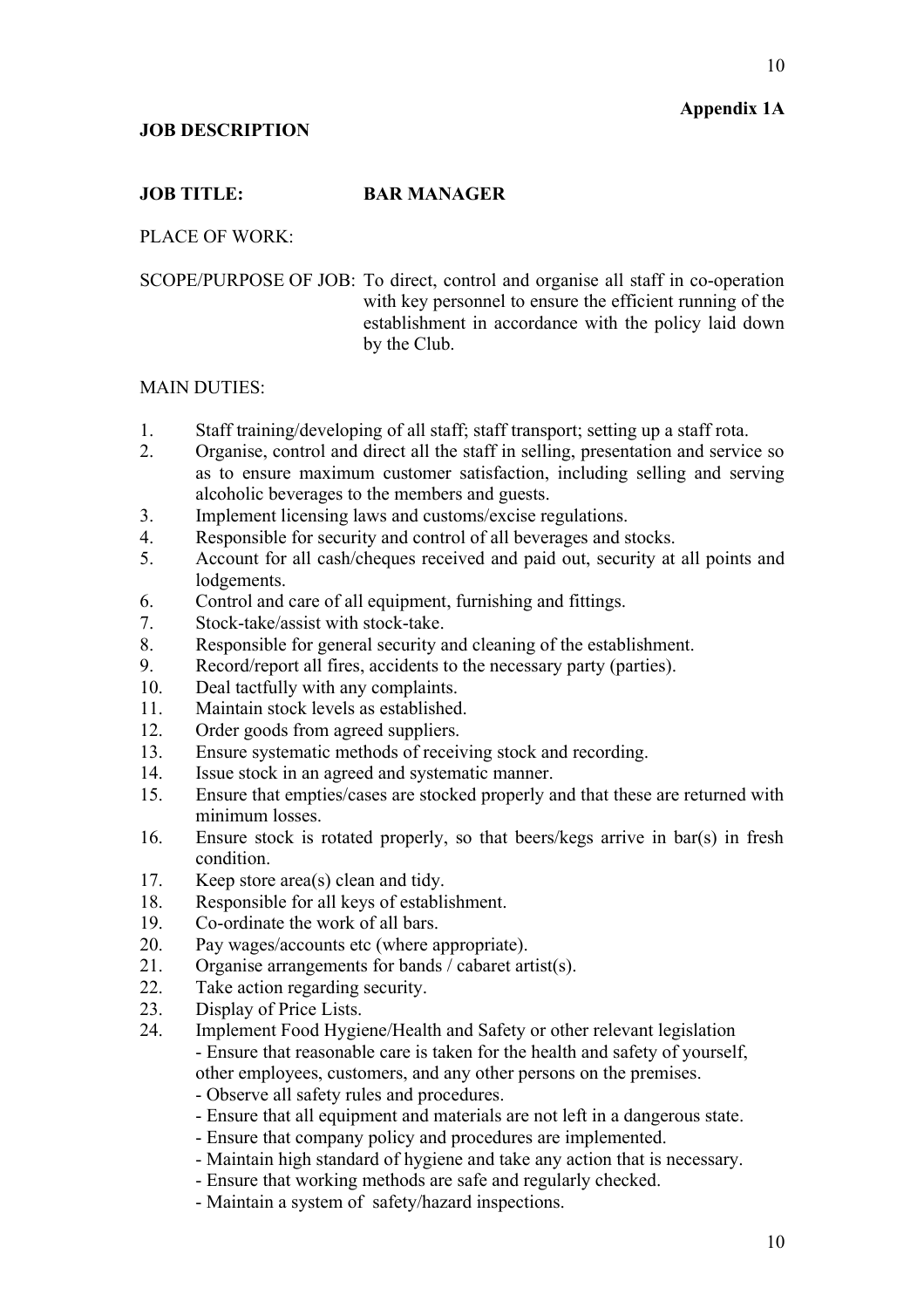**Appendix 1A**

## JOB DESCRIPTION

**JOB TITLE:** **BAR MANAGER**

PLACE OF WORK:

SCOPE/PURPOSE OF JOB: To direct, control and organise all staff in co-operation with key personnel to ensure the efficient running of the establishment in accordance with the policy laid down by the Club.

MAIN DUTIES:

1. Staff training/developing of all staff; staff transport; setting up a staff rota.
2. Organise, control and direct all the staff in selling, presentation and service so as to ensure maximum customer satisfaction, including selling and serving alcoholic beverages to the members and guests.
3. Implement licensing laws and customs/excise regulations.
4. Responsible for security and control of all beverages and stocks.
5. Account for all cash/cheques received and paid out, security at all points and lodgements.
6. Control and care of all equipment, furnishing and fittings.
7. Stock-take/assist with stock-take.
8. Responsible for general security and cleaning of the establishment.
9. Record/report all fires, accidents to the necessary party (parties).
10. Deal tactfully with any complaints.
11. Maintain stock levels as established.
12. Order goods from agreed suppliers.
13. Ensure systematic methods of receiving stock and recording.
14. Issue stock in an agreed and systematic manner.
15. Ensure that empties/cases are stocked properly and that these are returned with minimum losses.
16. Ensure stock is rotated properly, so that beers/kegs arrive in bar(s) in fresh condition.
17. Keep store area(s) clean and tidy.
18. Responsible for all keys of establishment.
19. Co-ordinate the work of all bars.
20. Pay wages/accounts etc (where appropriate).
21. Organise arrangements for bands / cabaret artist(s).
22. Take action regarding security.
23. Display of Price Lists.
24. Implement Food Hygiene/Health and Safety or other relevant legislation
    - Ensure that reasonable care is taken for the health and safety of yourself, other employees, customers, and any other persons on the premises.
    - Observe all safety rules and procedures.
    - Ensure that all equipment and materials are not left in a dangerous state.
    - Ensure that company policy and procedures are implemented.
    - Maintain high standard of hygiene and take any action that is necessary.
    - Ensure that working methods are safe and regularly checked.
    - Maintain a system of safety/hazard inspections.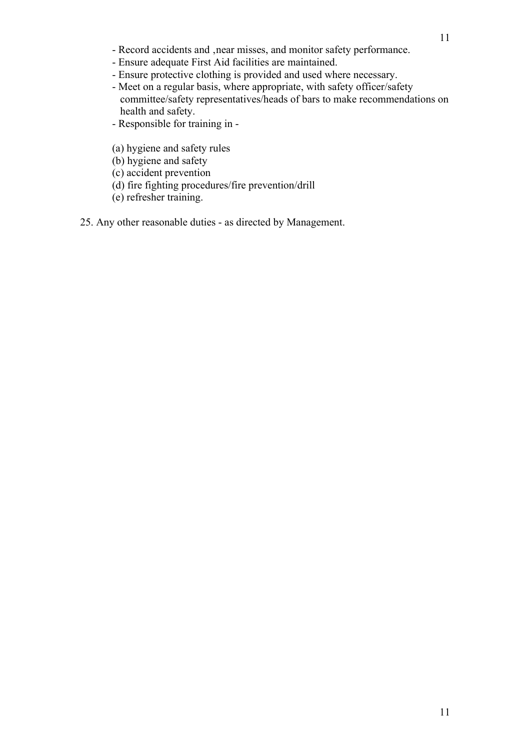- Record accidents and ,near misses, and monitor safety performance.
- Ensure adequate First Aid facilities are maintained.
- Ensure protective clothing is provided and used where necessary.
- Meet on a regular basis, where appropriate, with safety officer/safety committee/safety representatives/heads of bars to make recommendations on health and safety.
- Responsible for training in -

(a) hygiene and safety rules
(b) hygiene and safety
(c) accident prevention
(d) fire fighting procedures/fire prevention/drill
(e) refresher training.

25. Any other reasonable duties - as directed by Management.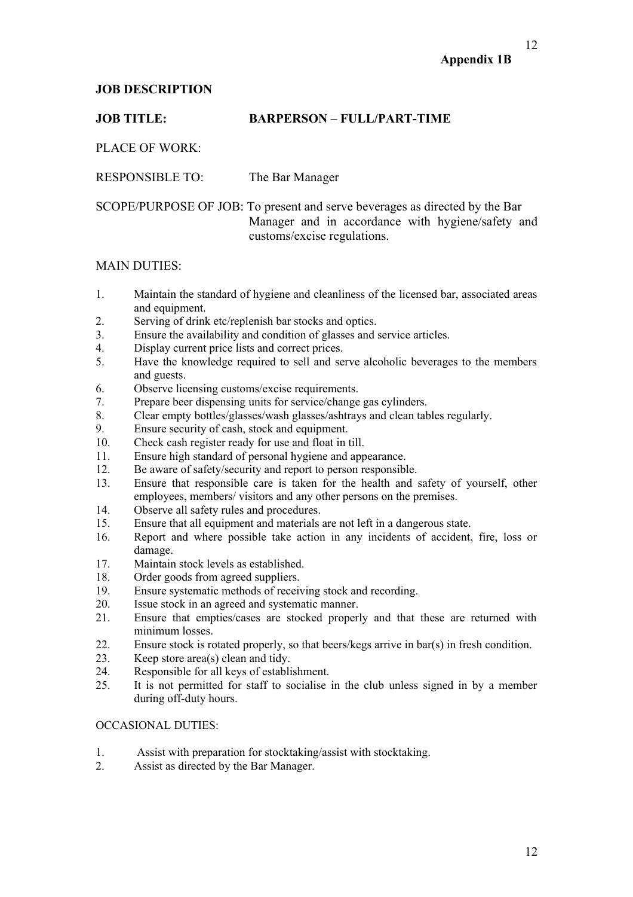**Appendix 1B**

## JOB DESCRIPTION

**JOB TITLE:** **BARPERSON – FULL/PART-TIME**

PLACE OF WORK:

RESPONSIBLE TO: The Bar Manager

SCOPE/PURPOSE OF JOB: To present and serve beverages as directed by the Bar Manager and in accordance with hygiene/safety and customs/excise regulations.

MAIN DUTIES:

1. Maintain the standard of hygiene and cleanliness of the licensed bar, associated areas and equipment.
2. Serving of drink etc/replenish bar stocks and optics.
3. Ensure the availability and condition of glasses and service articles.
4. Display current price lists and correct prices.
5. Have the knowledge required to sell and serve alcoholic beverages to the members and guests.
6. Observe licensing customs/excise requirements.
7. Prepare beer dispensing units for service/change gas cylinders.
8. Clear empty bottles/glasses/wash glasses/ashtrays and clean tables regularly.
9. Ensure security of cash, stock and equipment.
10. Check cash register ready for use and float in till.
11. Ensure high standard of personal hygiene and appearance.
12. Be aware of safety/security and report to person responsible.
13. Ensure that responsible care is taken for the health and safety of yourself, other employees, members/ visitors and any other persons on the premises.
14. Observe all safety rules and procedures.
15. Ensure that all equipment and materials are not left in a dangerous state.
16. Report and where possible take action in any incidents of accident, fire, loss or damage.
17. Maintain stock levels as established.
18. Order goods from agreed suppliers.
19. Ensure systematic methods of receiving stock and recording.
20. Issue stock in an agreed and systematic manner.
21. Ensure that empties/cases are stocked properly and that these are returned with minimum losses.
22. Ensure stock is rotated properly, so that beers/kegs arrive in bar(s) in fresh condition.
23. Keep store area(s) clean and tidy.
24. Responsible for all keys of establishment.
25. It is not permitted for staff to socialise in the club unless signed in by a member during off-duty hours.

OCCASIONAL DUTIES:

1. Assist with preparation for stocktaking/assist with stocktaking.
2. Assist as directed by the Bar Manager.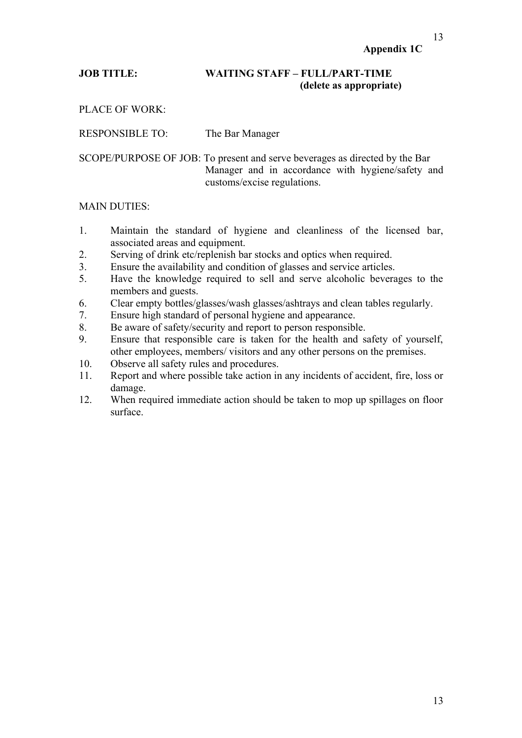**Appendix 1C**

**JOB TITLE:** **WAITING STAFF – FULL/PART-TIME (delete as appropriate)**

PLACE OF WORK:

RESPONSIBLE TO: The Bar Manager

SCOPE/PURPOSE OF JOB: To present and serve beverages as directed by the Bar Manager and in accordance with hygiene/safety and customs/excise regulations.

MAIN DUTIES:

1. Maintain the standard of hygiene and cleanliness of the licensed bar, associated areas and equipment.
2. Serving of drink etc/replenish bar stocks and optics when required.
3. Ensure the availability and condition of glasses and service articles.
5. Have the knowledge required to sell and serve alcoholic beverages to the members and guests.
6. Clear empty bottles/glasses/wash glasses/ashtrays and clean tables regularly.
7. Ensure high standard of personal hygiene and appearance.
8. Be aware of safety/security and report to person responsible.
9. Ensure that responsible care is taken for the health and safety of yourself, other employees, members/ visitors and any other persons on the premises.
10. Observe all safety rules and procedures.
11. Report and where possible take action in any incidents of accident, fire, loss or damage.
12. When required immediate action should be taken to mop up spillages on floor surface.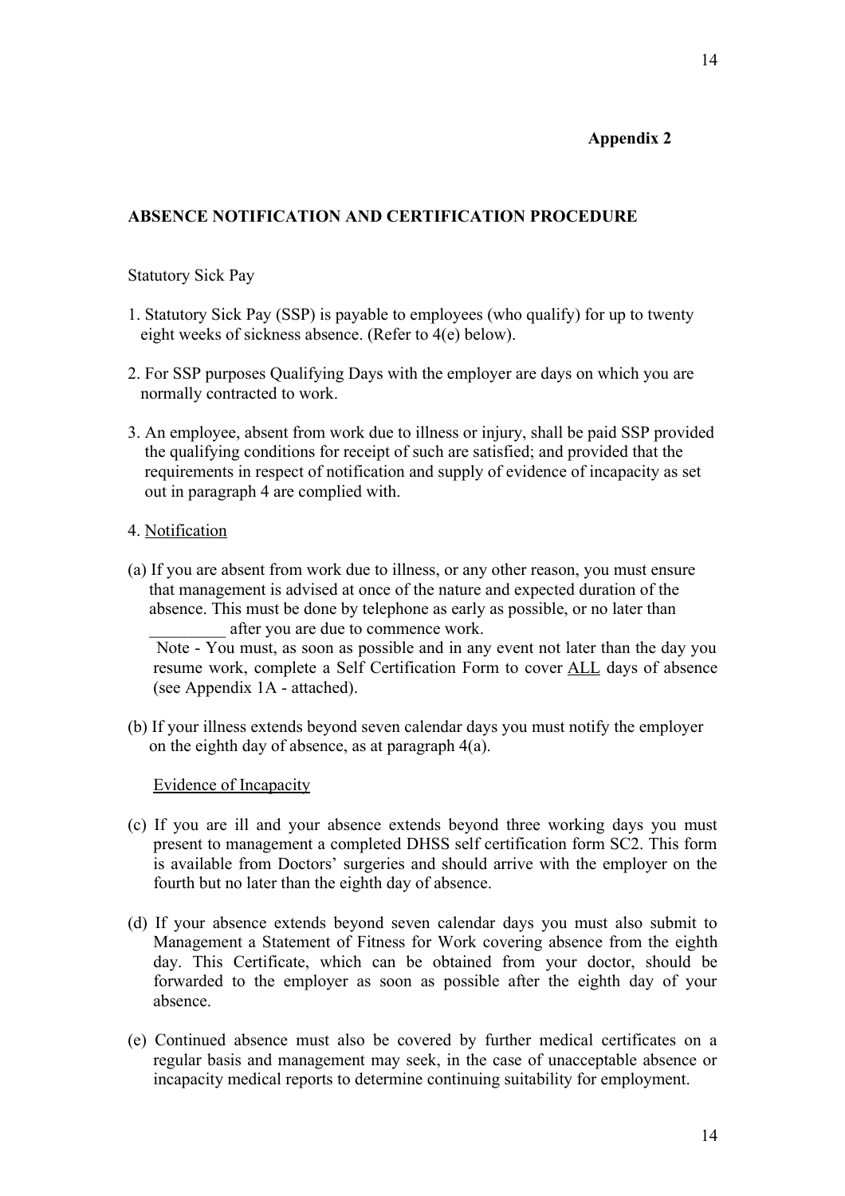**Appendix 2**

**ABSENCE NOTIFICATION AND CERTIFICATION PROCEDURE**

Statutory Sick Pay

1. Statutory Sick Pay (SSP) is payable to employees (who qualify) for up to twenty eight weeks of sickness absence. (Refer to 4(e) below).

2. For SSP purposes Qualifying Days with the employer are days on which you are normally contracted to work.

3. An employee, absent from work due to illness or injury, shall be paid SSP provided the qualifying conditions for receipt of such are satisfied; and provided that the requirements in respect of notification and supply of evidence of incapacity as set out in paragraph 4 are complied with.

4. <u>Notification</u>

(a) If you are absent from work due to illness, or any other reason, you must ensure that management is advised at once of the nature and expected duration of the absence. This must be done by telephone as early as possible, or no later than _________ after you are due to commence work.
Note - You must, as soon as possible and in any event not later than the day you resume work, complete a Self Certification Form to cover <u>ALL</u> days of absence (see Appendix 1A - attached).

(b) If your illness extends beyond seven calendar days you must notify the employer on the eighth day of absence, as at paragraph 4(a).

<u>Evidence of Incapacity</u>

(c) If you are ill and your absence extends beyond three working days you must present to management a completed DHSS self certification form SC2. This form is available from Doctors' surgeries and should arrive with the employer on the fourth but no later than the eighth day of absence.

(d) If your absence extends beyond seven calendar days you must also submit to Management a Statement of Fitness for Work covering absence from the eighth day. This Certificate, which can be obtained from your doctor, should be forwarded to the employer as soon as possible after the eighth day of your absence.

(e) Continued absence must also be covered by further medical certificates on a regular basis and management may seek, in the case of unacceptable absence or incapacity medical reports to determine continuing suitability for employment.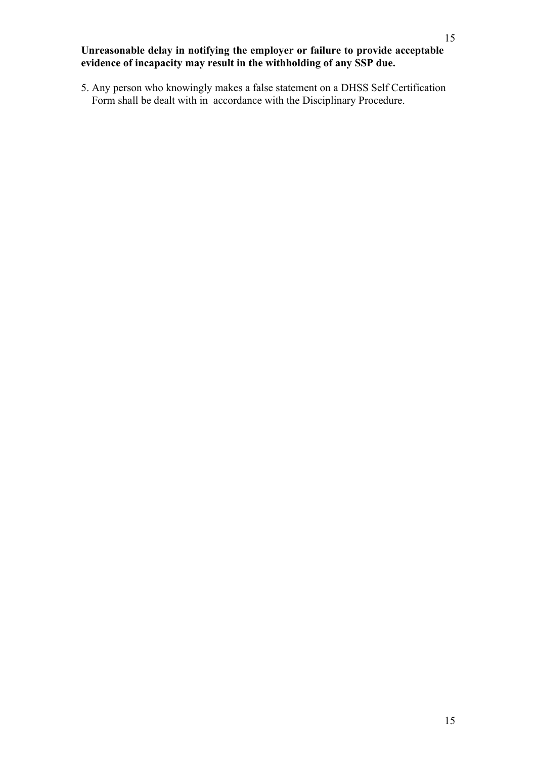**Unreasonable delay in notifying the employer or failure to provide acceptable evidence of incapacity may result in the withholding of any SSP due.**

5. Any person who knowingly makes a false statement on a DHSS Self Certification Form shall be dealt with in accordance with the Disciplinary Procedure.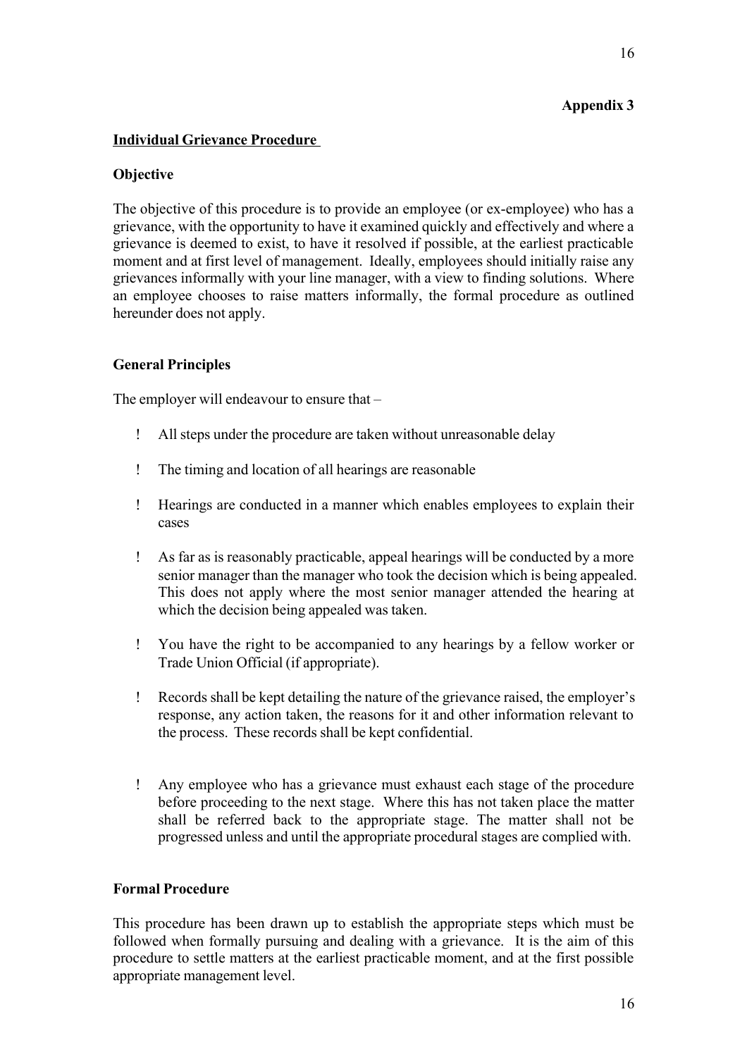**Appendix 3**

**Individual Grievance Procedure**

**Objective**

The objective of this procedure is to provide an employee (or ex-employee) who has a grievance, with the opportunity to have it examined quickly and effectively and where a grievance is deemed to exist, to have it resolved if possible, at the earliest practicable moment and at first level of management. Ideally, employees should initially raise any grievances informally with your line manager, with a view to finding solutions. Where an employee chooses to raise matters informally, the formal procedure as outlined hereunder does not apply.

**General Principles**

The employer will endeavour to ensure that –

- All steps under the procedure are taken without unreasonable delay
- The timing and location of all hearings are reasonable
- Hearings are conducted in a manner which enables employees to explain their cases
- As far as is reasonably practicable, appeal hearings will be conducted by a more senior manager than the manager who took the decision which is being appealed. This does not apply where the most senior manager attended the hearing at which the decision being appealed was taken.
- You have the right to be accompanied to any hearings by a fellow worker or Trade Union Official (if appropriate).
- Records shall be kept detailing the nature of the grievance raised, the employer's response, any action taken, the reasons for it and other information relevant to the process. These records shall be kept confidential.
- Any employee who has a grievance must exhaust each stage of the procedure before proceeding to the next stage. Where this has not taken place the matter shall be referred back to the appropriate stage. The matter shall not be progressed unless and until the appropriate procedural stages are complied with.

**Formal Procedure**

This procedure has been drawn up to establish the appropriate steps which must be followed when formally pursuing and dealing with a grievance. It is the aim of this procedure to settle matters at the earliest practicable moment, and at the first possible appropriate management level.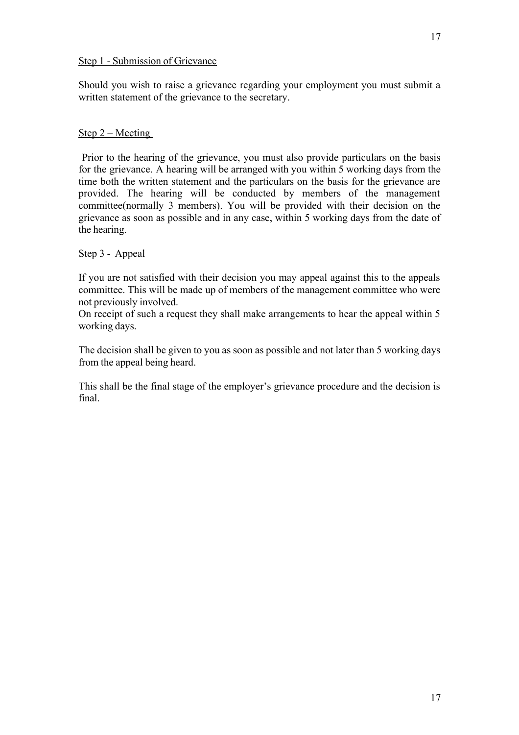Step 1 - Submission of Grievance

Should you wish to raise a grievance regarding your employment you must submit a written statement of the grievance to the secretary.

Step 2 – Meeting

Prior to the hearing of the grievance, you must also provide particulars on the basis for the grievance. A hearing will be arranged with you within 5 working days from the time both the written statement and the particulars on the basis for the grievance are provided. The hearing will be conducted by members of the management committee(normally 3 members). You will be provided with their decision on the grievance as soon as possible and in any case, within 5 working days from the date of the hearing.

Step 3 - Appeal

If you are not satisfied with their decision you may appeal against this to the appeals committee. This will be made up of members of the management committee who were not previously involved.
On receipt of such a request they shall make arrangements to hear the appeal within 5 working days.

The decision shall be given to you as soon as possible and not later than 5 working days from the appeal being heard.

This shall be the final stage of the employer's grievance procedure and the decision is final.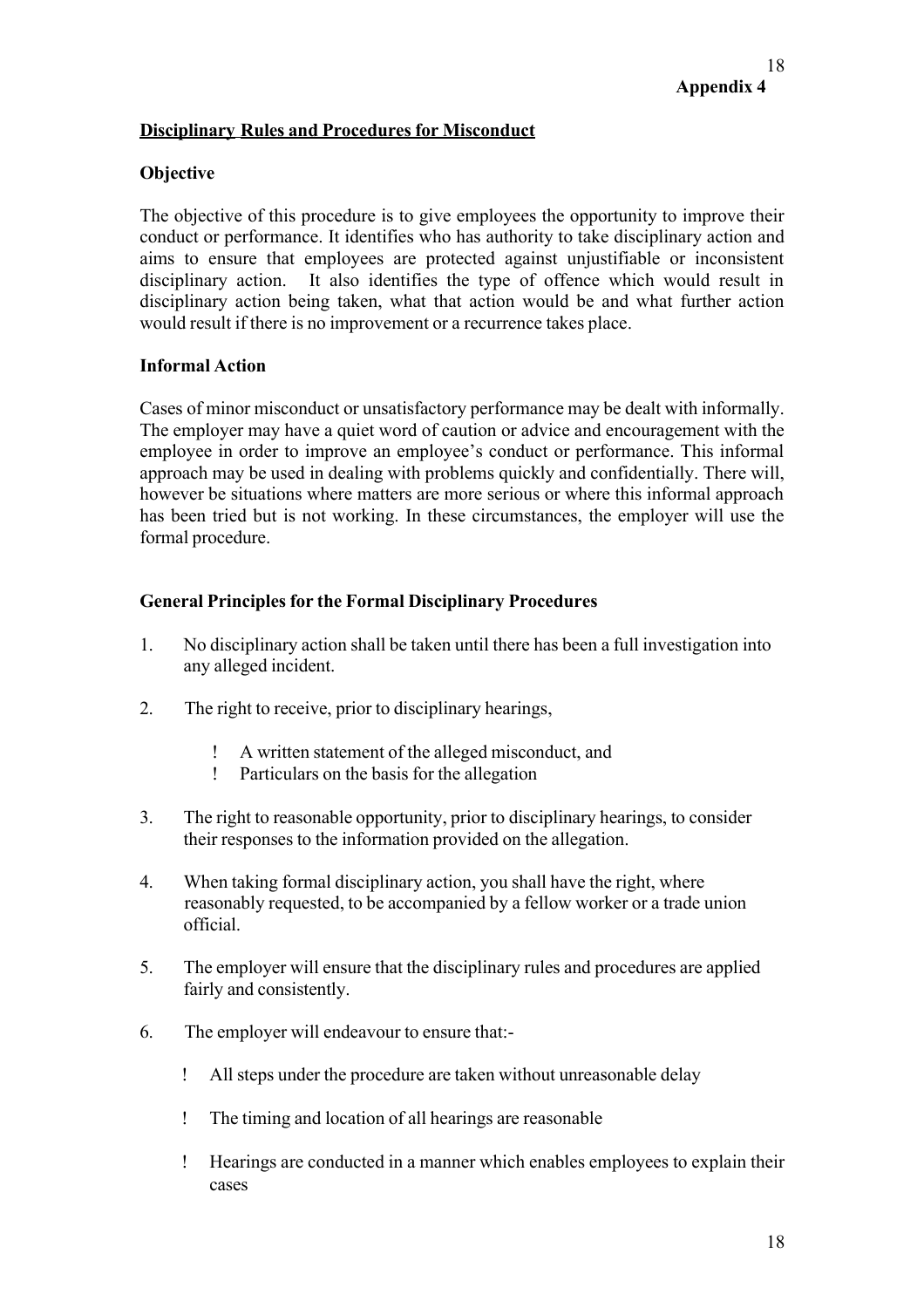**Appendix 4**

## Disciplinary Rules and Procedures for Misconduct

### Objective

The objective of this procedure is to give employees the opportunity to improve their conduct or performance. It identifies who has authority to take disciplinary action and aims to ensure that employees are protected against unjustifiable or inconsistent disciplinary action. It also identifies the type of offence which would result in disciplinary action being taken, what that action would be and what further action would result if there is no improvement or a recurrence takes place.

### Informal Action

Cases of minor misconduct or unsatisfactory performance may be dealt with informally. The employer may have a quiet word of caution or advice and encouragement with the employee in order to improve an employee's conduct or performance. This informal approach may be used in dealing with problems quickly and confidentially. There will, however be situations where matters are more serious or where this informal approach has been tried but is not working. In these circumstances, the employer will use the formal procedure.

### General Principles for the Formal Disciplinary Procedures

1. No disciplinary action shall be taken until there has been a full investigation into any alleged incident.

2. The right to receive, prior to disciplinary hearings,

   - A written statement of the alleged misconduct, and
   - Particulars on the basis for the allegation

3. The right to reasonable opportunity, prior to disciplinary hearings, to consider their responses to the information provided on the allegation.

4. When taking formal disciplinary action, you shall have the right, where reasonably requested, to be accompanied by a fellow worker or a trade union official.

5. The employer will ensure that the disciplinary rules and procedures are applied fairly and consistently.

6. The employer will endeavour to ensure that:-

   - All steps under the procedure are taken without unreasonable delay
   - The timing and location of all hearings are reasonable
   - Hearings are conducted in a manner which enables employees to explain their cases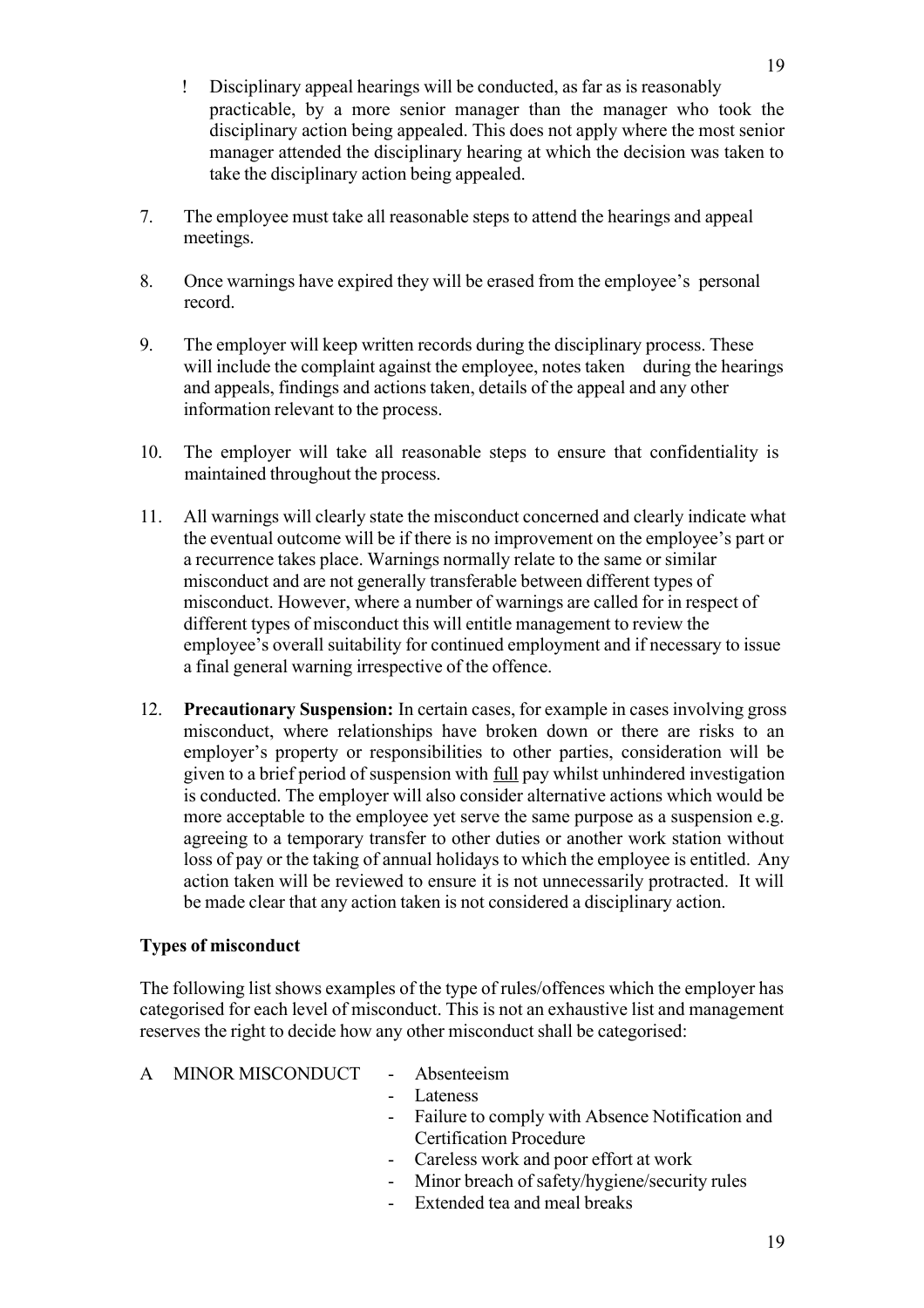- Disciplinary appeal hearings will be conducted, as far as is reasonably practicable, by a more senior manager than the manager who took the disciplinary action being appealed. This does not apply where the most senior manager attended the disciplinary hearing at which the decision was taken to take the disciplinary action being appealed.

7. The employee must take all reasonable steps to attend the hearings and appeal meetings.

8. Once warnings have expired they will be erased from the employee's personal record.

9. The employer will keep written records during the disciplinary process. These will include the complaint against the employee, notes taken during the hearings and appeals, findings and actions taken, details of the appeal and any other information relevant to the process.

10. The employer will take all reasonable steps to ensure that confidentiality is maintained throughout the process.

11. All warnings will clearly state the misconduct concerned and clearly indicate what the eventual outcome will be if there is no improvement on the employee's part or a recurrence takes place. Warnings normally relate to the same or similar misconduct and are not generally transferable between different types of misconduct. However, where a number of warnings are called for in respect of different types of misconduct this will entitle management to review the employee's overall suitability for continued employment and if necessary to issue a final general warning irrespective of the offence.

12. **Precautionary Suspension:** In certain cases, for example in cases involving gross misconduct, where relationships have broken down or there are risks to an employer's property or responsibilities to other parties, consideration will be given to a brief period of suspension with full pay whilst unhindered investigation is conducted. The employer will also consider alternative actions which would be more acceptable to the employee yet serve the same purpose as a suspension e.g. agreeing to a temporary transfer to other duties or another work station without loss of pay or the taking of annual holidays to which the employee is entitled. Any action taken will be reviewed to ensure it is not unnecessarily protracted. It will be made clear that any action taken is not considered a disciplinary action.

**Types of misconduct**

The following list shows examples of the type of rules/offences which the employer has categorised for each level of misconduct. This is not an exhaustive list and management reserves the right to decide how any other misconduct shall be categorised:

A MINOR MISCONDUCT
- Absenteeism
- Lateness
- Failure to comply with Absence Notification and Certification Procedure
- Careless work and poor effort at work
- Minor breach of safety/hygiene/security rules
- Extended tea and meal breaks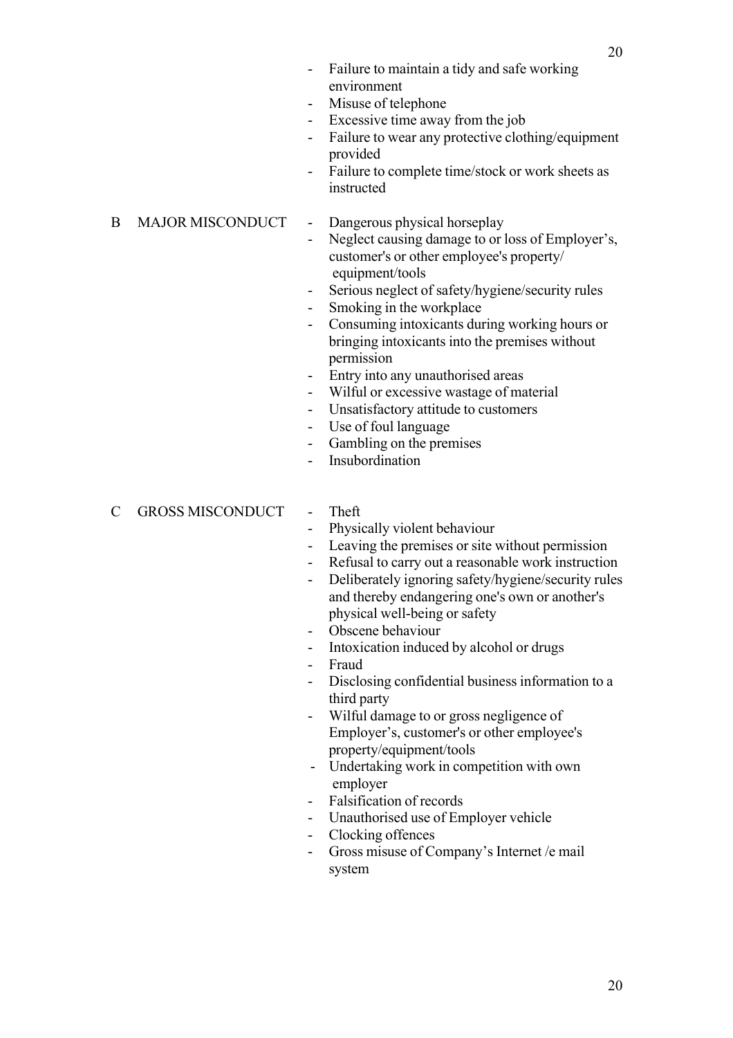- Failure to maintain a tidy and safe working environment
- Misuse of telephone
- Excessive time away from the job
- Failure to wear any protective clothing/equipment provided
- Failure to complete time/stock or work sheets as instructed

B MAJOR MISCONDUCT

- Dangerous physical horseplay
- Neglect causing damage to or loss of Employer's, customer's or other employee's property/ equipment/tools
- Serious neglect of safety/hygiene/security rules
- Smoking in the workplace
- Consuming intoxicants during working hours or bringing intoxicants into the premises without permission
- Entry into any unauthorised areas
- Wilful or excessive wastage of material
- Unsatisfactory attitude to customers
- Use of foul language
- Gambling on the premises
- Insubordination

C GROSS MISCONDUCT

- Theft
- Physically violent behaviour
- Leaving the premises or site without permission
- Refusal to carry out a reasonable work instruction
- Deliberately ignoring safety/hygiene/security rules and thereby endangering one's own or another's physical well-being or safety
- Obscene behaviour
- Intoxication induced by alcohol or drugs
- Fraud
- Disclosing confidential business information to a third party
- Wilful damage to or gross negligence of Employer's, customer's or other employee's property/equipment/tools
- Undertaking work in competition with own employer
- Falsification of records
- Unauthorised use of Employer vehicle
- Clocking offences
- Gross misuse of Company's Internet /e mail system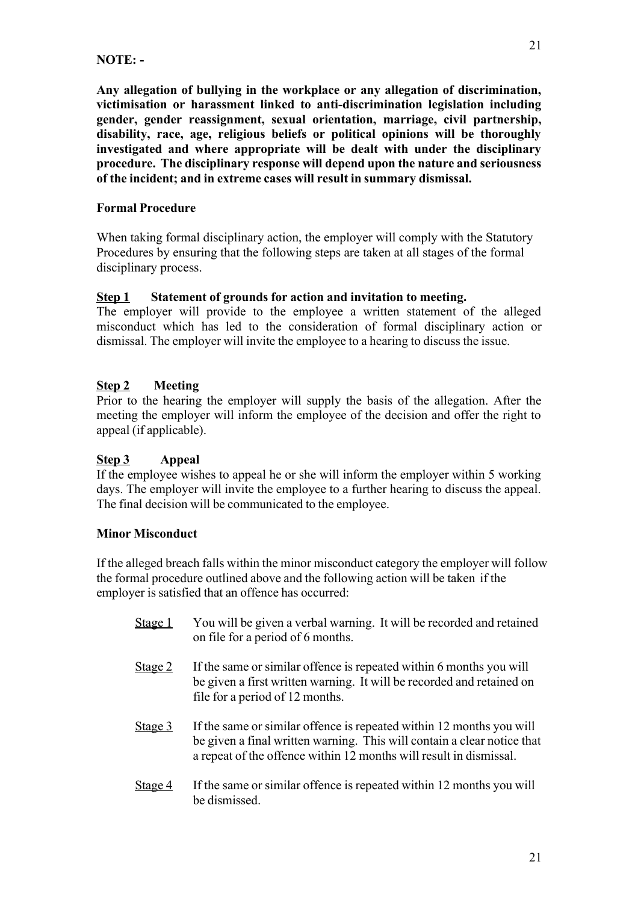**NOTE: -**

**Any allegation of bullying in the workplace or any allegation of discrimination, victimisation or harassment linked to anti-discrimination legislation including gender, gender reassignment, sexual orientation, marriage, civil partnership, disability, race, age, religious beliefs or political opinions will be thoroughly investigated and where appropriate will be dealt with under the disciplinary procedure. The disciplinary response will depend upon the nature and seriousness of the incident; and in extreme cases will result in summary dismissal.**

**Formal Procedure**

When taking formal disciplinary action, the employer will comply with the Statutory Procedures by ensuring that the following steps are taken at all stages of the formal disciplinary process.

**<u>Step 1</u> Statement of grounds for action and invitation to meeting.**

The employer will provide to the employee a written statement of the alleged misconduct which has led to the consideration of formal disciplinary action or dismissal. The employer will invite the employee to a hearing to discuss the issue.

**<u>Step 2</u> Meeting**

Prior to the hearing the employer will supply the basis of the allegation. After the meeting the employer will inform the employee of the decision and offer the right to appeal (if applicable).

**<u>Step 3</u> Appeal**

If the employee wishes to appeal he or she will inform the employer within 5 working days. The employer will invite the employee to a further hearing to discuss the appeal. The final decision will be communicated to the employee.

**Minor Misconduct**

If the alleged breach falls within the minor misconduct category the employer will follow the formal procedure outlined above and the following action will be taken if the employer is satisfied that an offence has occurred:

<u>Stage 1</u> You will be given a verbal warning. It will be recorded and retained on file for a period of 6 months.

<u>Stage 2</u> If the same or similar offence is repeated within 6 months you will be given a first written warning. It will be recorded and retained on file for a period of 12 months.

<u>Stage 3</u> If the same or similar offence is repeated within 12 months you will be given a final written warning. This will contain a clear notice that a repeat of the offence within 12 months will result in dismissal.

<u>Stage 4</u> If the same or similar offence is repeated within 12 months you will be dismissed.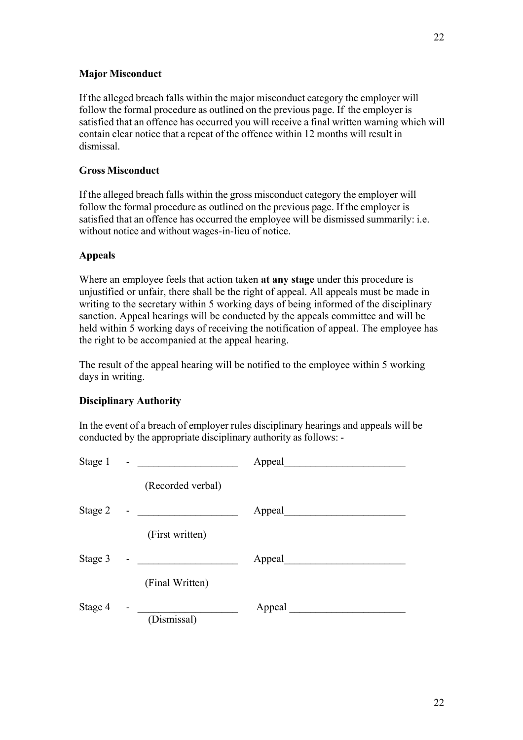**Major Misconduct**

If the alleged breach falls within the major misconduct category the employer will follow the formal procedure as outlined on the previous page. If the employer is satisfied that an offence has occurred you will receive a final written warning which will contain clear notice that a repeat of the offence within 12 months will result in dismissal.

**Gross Misconduct**

If the alleged breach falls within the gross misconduct category the employer will follow the formal procedure as outlined on the previous page. If the employer is satisfied that an offence has occurred the employee will be dismissed summarily: i.e. without notice and without wages-in-lieu of notice.

**Appeals**

Where an employee feels that action taken **at any stage** under this procedure is unjustified or unfair, there shall be the right of appeal. All appeals must be made in writing to the secretary within 5 working days of being informed of the disciplinary sanction. Appeal hearings will be conducted by the appeals committee and will be held within 5 working days of receiving the notification of appeal. The employee has the right to be accompanied at the appeal hearing.

The result of the appeal hearing will be notified to the employee within 5 working days in writing.

**Disciplinary Authority**

In the event of a breach of employer rules disciplinary hearings and appeals will be conducted by the appropriate disciplinary authority as follows: -

Stage 1 - ___________________ Appeal_______________________

(Recorded verbal)

Stage 2 - ___________________ Appeal_______________________

(First written)

Stage 3 - ___________________ Appeal_______________________

(Final Written)

Stage 4 - ___________________ Appeal _______________________

(Dismissal)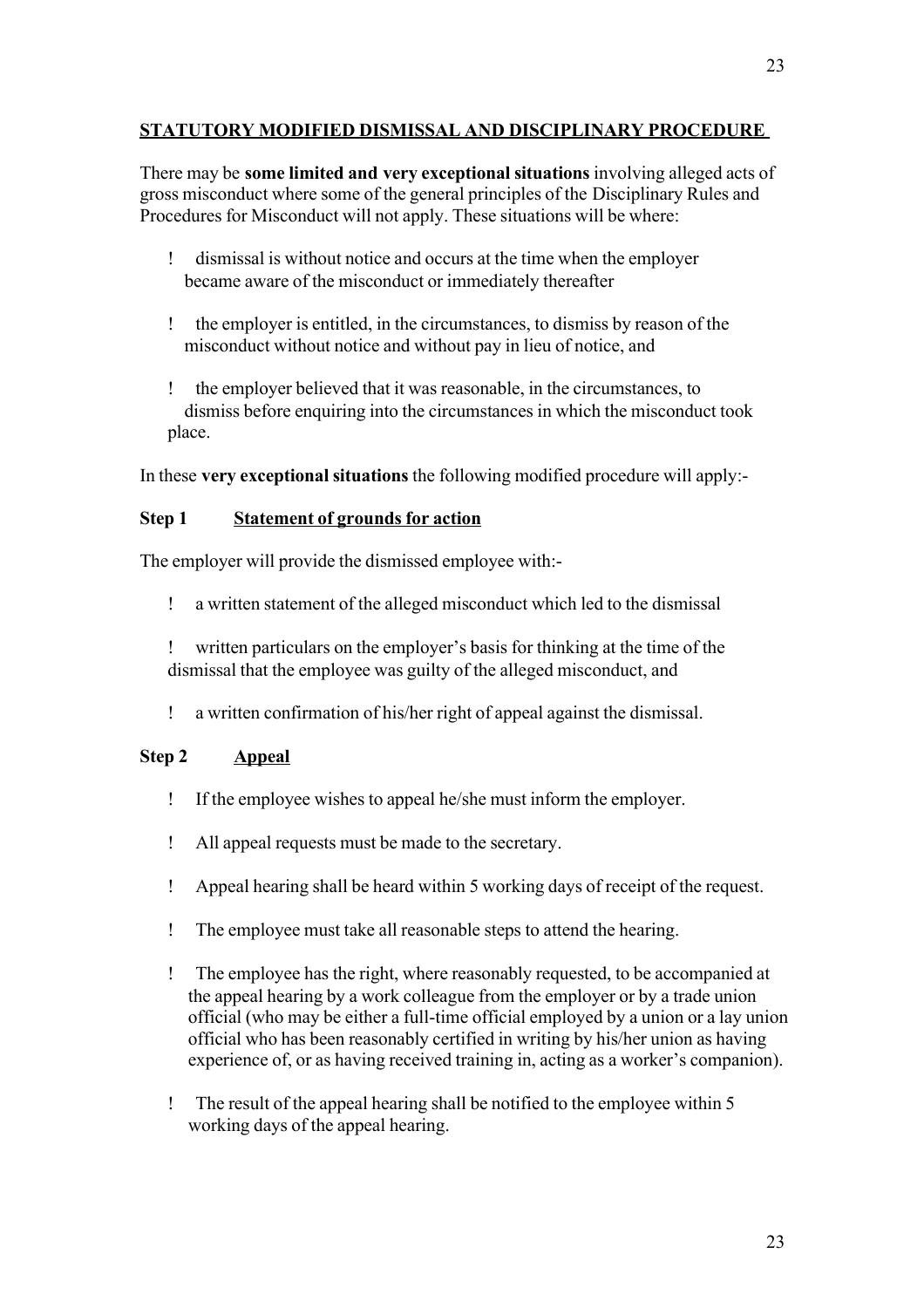## STATUTORY MODIFIED DISMISSAL AND DISCIPLINARY PROCEDURE

There may be **some limited and very exceptional situations** involving alleged acts of gross misconduct where some of the general principles of the Disciplinary Rules and Procedures for Misconduct will not apply. These situations will be where:

- dismissal is without notice and occurs at the time when the employer became aware of the misconduct or immediately thereafter
- the employer is entitled, in the circumstances, to dismiss by reason of the misconduct without notice and without pay in lieu of notice, and
- the employer believed that it was reasonable, in the circumstances, to dismiss before enquiring into the circumstances in which the misconduct took place.

In these **very exceptional situations** the following modified procedure will apply:-

### Step 1 Statement of grounds for action

The employer will provide the dismissed employee with:-

- a written statement of the alleged misconduct which led to the dismissal
- written particulars on the employer's basis for thinking at the time of the dismissal that the employee was guilty of the alleged misconduct, and
- a written confirmation of his/her right of appeal against the dismissal.

### Step 2 Appeal

- If the employee wishes to appeal he/she must inform the employer.
- All appeal requests must be made to the secretary.
- Appeal hearing shall be heard within 5 working days of receipt of the request.
- The employee must take all reasonable steps to attend the hearing.
- The employee has the right, where reasonably requested, to be accompanied at the appeal hearing by a work colleague from the employer or by a trade union official (who may be either a full-time official employed by a union or a lay union official who has been reasonably certified in writing by his/her union as having experience of, or as having received training in, acting as a worker's companion).
- The result of the appeal hearing shall be notified to the employee within 5 working days of the appeal hearing.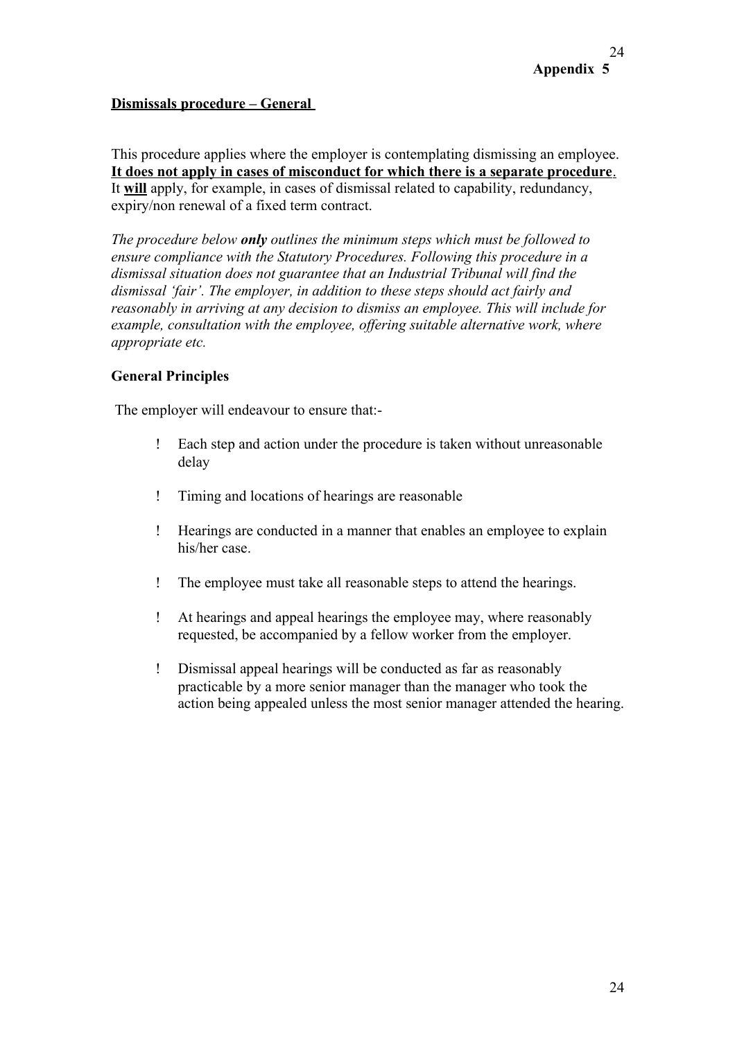**Appendix 5**

## <u>Dismissals procedure – General</u>

This procedure applies where the employer is contemplating dismissing an employee. **<u>It does not apply in cases of misconduct for which there is a separate procedure</u>**. It **<u>will</u>** apply, for example, in cases of dismissal related to capability, redundancy, expiry/non renewal of a fixed term contract.

*The procedure below **only** outlines the minimum steps which must be followed to ensure compliance with the Statutory Procedures. Following this procedure in a dismissal situation does not guarantee that an Industrial Tribunal will find the dismissal 'fair'. The employer, in addition to these steps should act fairly and reasonably in arriving at any decision to dismiss an employee. This will include for example, consultation with the employee, offering suitable alternative work, where appropriate etc.*

### General Principles

The employer will endeavour to ensure that:-

- Each step and action under the procedure is taken without unreasonable delay
- Timing and locations of hearings are reasonable
- Hearings are conducted in a manner that enables an employee to explain his/her case.
- The employee must take all reasonable steps to attend the hearings.
- At hearings and appeal hearings the employee may, where reasonably requested, be accompanied by a fellow worker from the employer.
- Dismissal appeal hearings will be conducted as far as reasonably practicable by a more senior manager than the manager who took the action being appealed unless the most senior manager attended the hearing.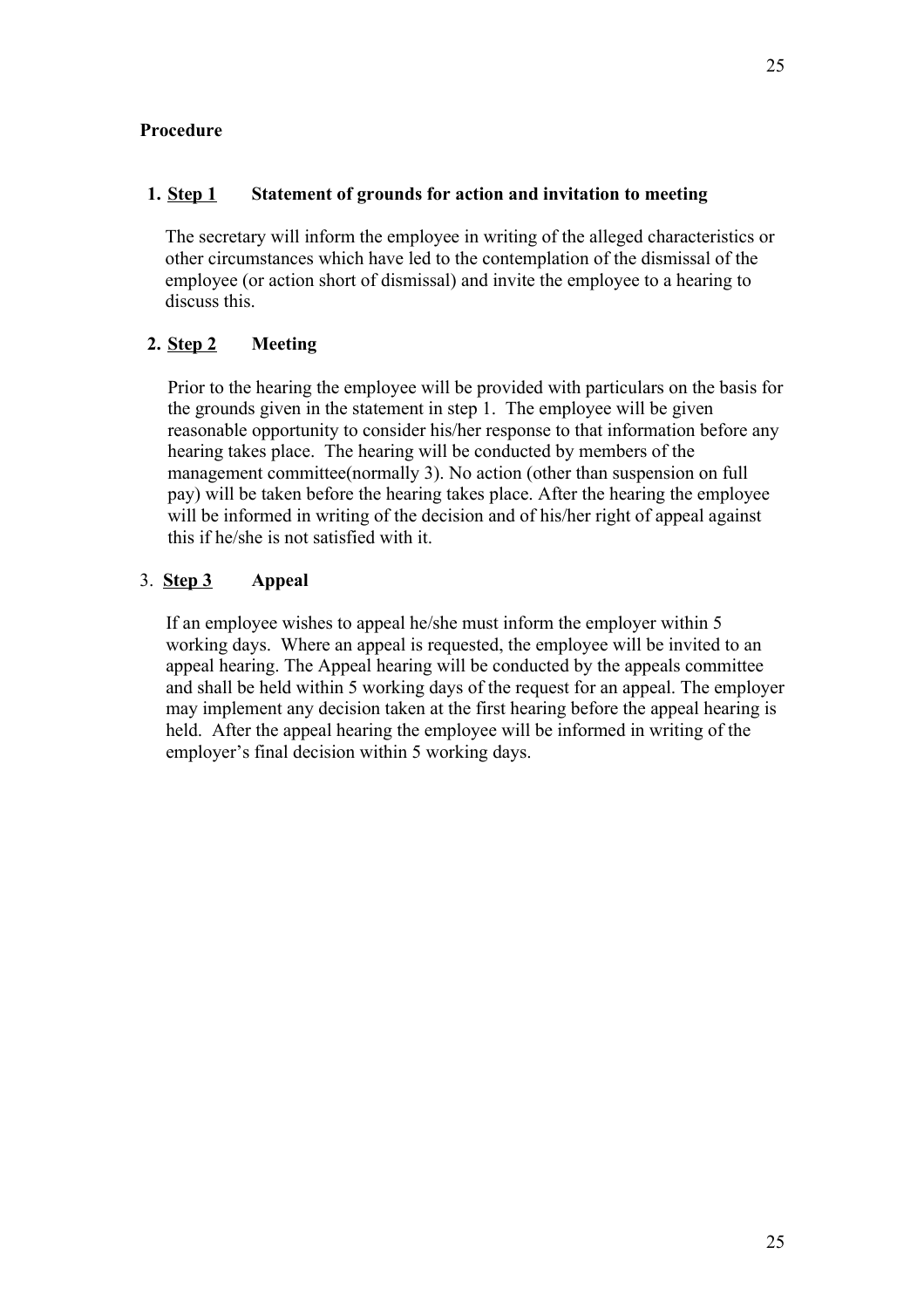**Procedure**

1. **Step 1** **Statement of grounds for action and invitation to meeting**

   The secretary will inform the employee in writing of the alleged characteristics or other circumstances which have led to the contemplation of the dismissal of the employee (or action short of dismissal) and invite the employee to a hearing to discuss this.

2. **Step 2** **Meeting**

   Prior to the hearing the employee will be provided with particulars on the basis for the grounds given in the statement in step 1. The employee will be given reasonable opportunity to consider his/her response to that information before any hearing takes place. The hearing will be conducted by members of the management committee(normally 3). No action (other than suspension on full pay) will be taken before the hearing takes place. After the hearing the employee will be informed in writing of the decision and of his/her right of appeal against this if he/she is not satisfied with it.

3. **Step 3** **Appeal**

   If an employee wishes to appeal he/she must inform the employer within 5 working days. Where an appeal is requested, the employee will be invited to an appeal hearing. The Appeal hearing will be conducted by the appeals committee and shall be held within 5 working days of the request for an appeal. The employer may implement any decision taken at the first hearing before the appeal hearing is held. After the appeal hearing the employee will be informed in writing of the employer's final decision within 5 working days.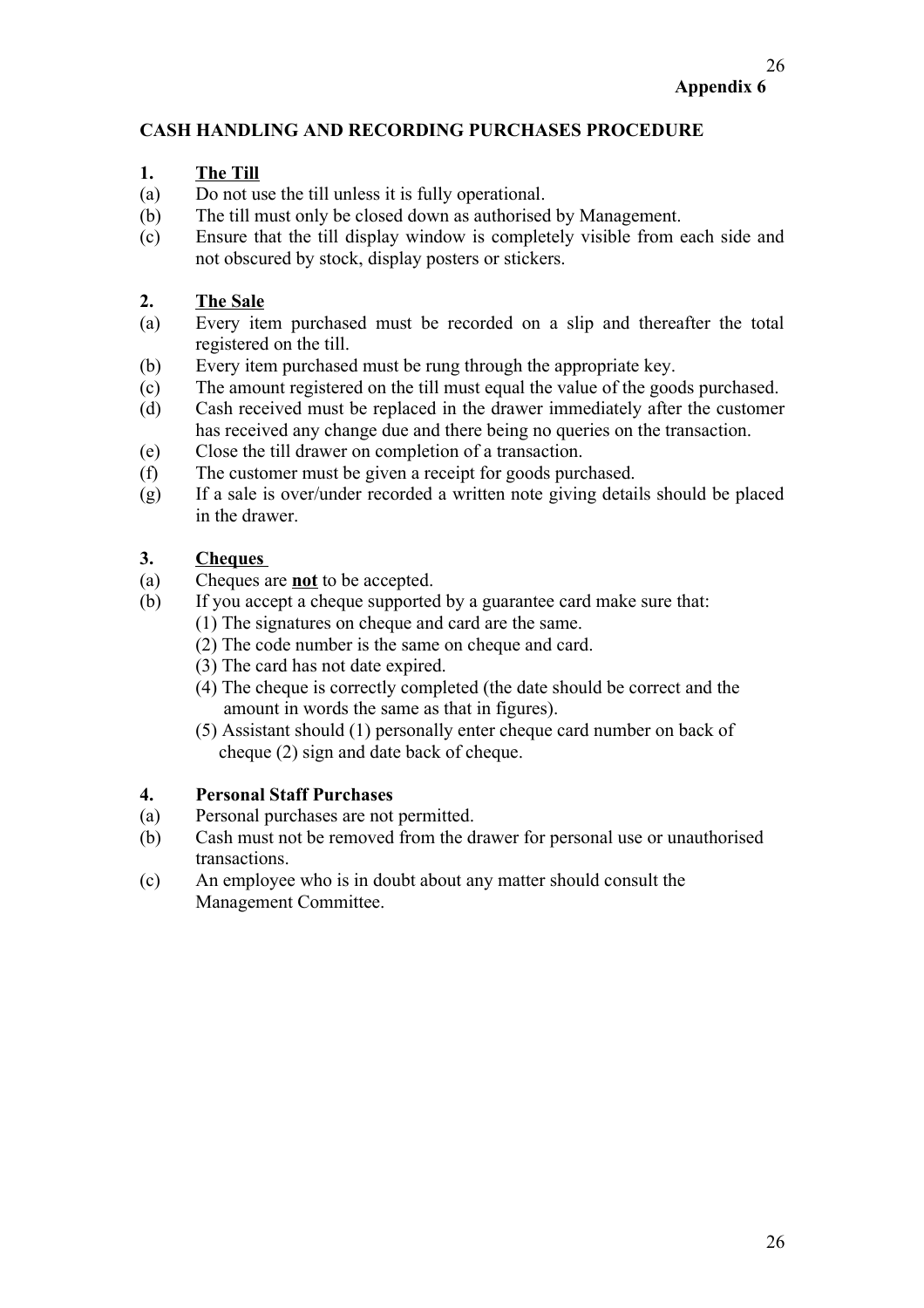**Appendix 6**

## CASH HANDLING AND RECORDING PURCHASES PROCEDURE

### 1. The Till

(a) Do not use the till unless it is fully operational.

(b) The till must only be closed down as authorised by Management.

(c) Ensure that the till display window is completely visible from each side and not obscured by stock, display posters or stickers.

### 2. The Sale

(a) Every item purchased must be recorded on a slip and thereafter the total registered on the till.

(b) Every item purchased must be rung through the appropriate key.

(c) The amount registered on the till must equal the value of the goods purchased.

(d) Cash received must be replaced in the drawer immediately after the customer has received any change due and there being no queries on the transaction.

(e) Close the till drawer on completion of a transaction.

(f) The customer must be given a receipt for goods purchased.

(g) If a sale is over/under recorded a written note giving details should be placed in the drawer.

### 3. Cheques

(a) Cheques are **not** to be accepted.

(b) If you accept a cheque supported by a guarantee card make sure that:

- (1) The signatures on cheque and card are the same.
- (2) The code number is the same on cheque and card.
- (3) The card has not date expired.
- (4) The cheque is correctly completed (the date should be correct and the amount in words the same as that in figures).
- (5) Assistant should (1) personally enter cheque card number on back of cheque (2) sign and date back of cheque.

### 4. Personal Staff Purchases

(a) Personal purchases are not permitted.

(b) Cash must not be removed from the drawer for personal use or unauthorised transactions.

(c) An employee who is in doubt about any matter should consult the Management Committee.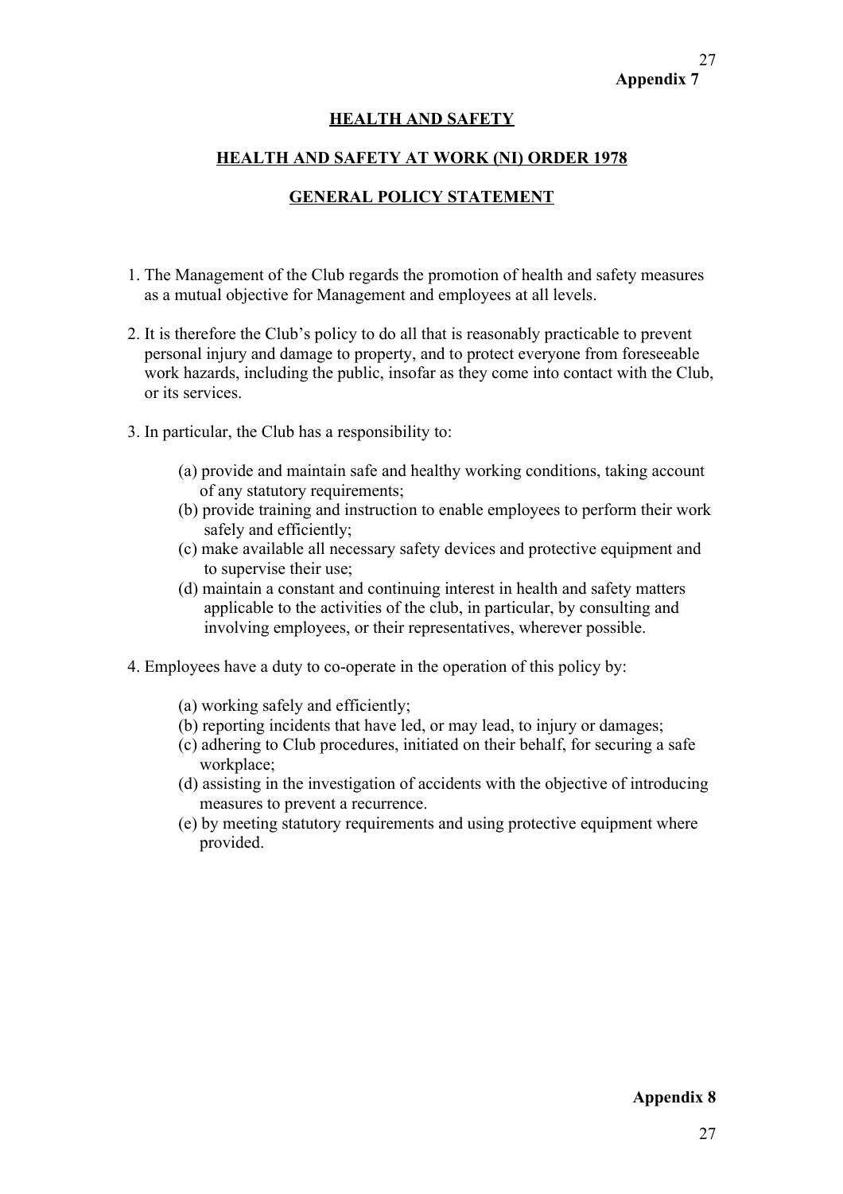**Appendix 7**

## HEALTH AND SAFETY

## HEALTH AND SAFETY AT WORK (NI) ORDER 1978

## GENERAL POLICY STATEMENT

1. The Management of the Club regards the promotion of health and safety measures as a mutual objective for Management and employees at all levels.

2. It is therefore the Club's policy to do all that is reasonably practicable to prevent personal injury and damage to property, and to protect everyone from foreseeable work hazards, including the public, insofar as they come into contact with the Club, or its services.

3. In particular, the Club has a responsibility to:

   (a) provide and maintain safe and healthy working conditions, taking account of any statutory requirements;
   (b) provide training and instruction to enable employees to perform their work safely and efficiently;
   (c) make available all necessary safety devices and protective equipment and to supervise their use;
   (d) maintain a constant and continuing interest in health and safety matters applicable to the activities of the club, in particular, by consulting and involving employees, or their representatives, wherever possible.

4. Employees have a duty to co-operate in the operation of this policy by:

   (a) working safely and efficiently;
   (b) reporting incidents that have led, or may lead, to injury or damages;
   (c) adhering to Club procedures, initiated on their behalf, for securing a safe workplace;
   (d) assisting in the investigation of accidents with the objective of introducing measures to prevent a recurrence.
   (e) by meeting statutory requirements and using protective equipment where provided.

**Appendix 8**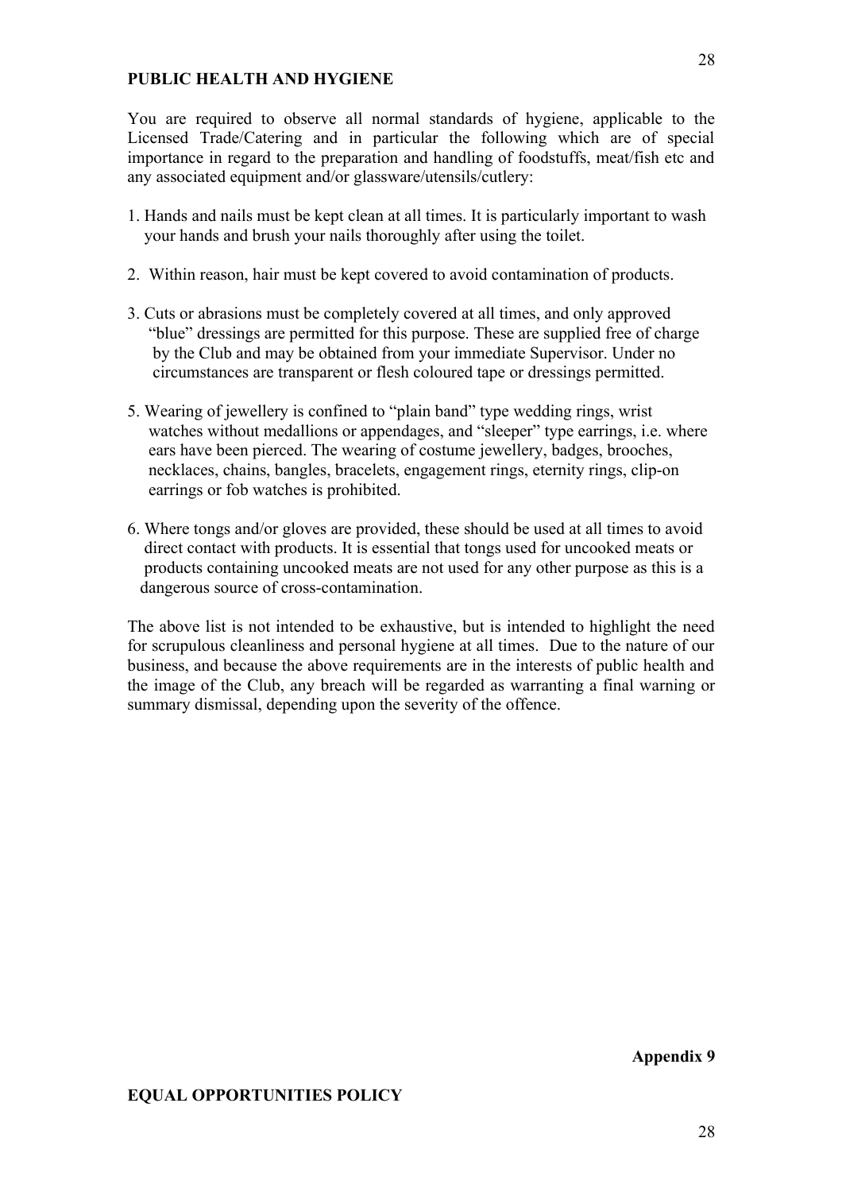## PUBLIC HEALTH AND HYGIENE

You are required to observe all normal standards of hygiene, applicable to the Licensed Trade/Catering and in particular the following which are of special importance in regard to the preparation and handling of foodstuffs, meat/fish etc and any associated equipment and/or glassware/utensils/cutlery:

1. Hands and nails must be kept clean at all times. It is particularly important to wash your hands and brush your nails thoroughly after using the toilet.

2. Within reason, hair must be kept covered to avoid contamination of products.

3. Cuts or abrasions must be completely covered at all times, and only approved "blue" dressings are permitted for this purpose. These are supplied free of charge by the Club and may be obtained from your immediate Supervisor. Under no circumstances are transparent or flesh coloured tape or dressings permitted.

5. Wearing of jewellery is confined to "plain band" type wedding rings, wrist watches without medallions or appendages, and "sleeper" type earrings, i.e. where ears have been pierced. The wearing of costume jewellery, badges, brooches, necklaces, chains, bangles, bracelets, engagement rings, eternity rings, clip-on earrings or fob watches is prohibited.

6. Where tongs and/or gloves are provided, these should be used at all times to avoid direct contact with products. It is essential that tongs used for uncooked meats or products containing uncooked meats are not used for any other purpose as this is a dangerous source of cross-contamination.

The above list is not intended to be exhaustive, but is intended to highlight the need for scrupulous cleanliness and personal hygiene at all times. Due to the nature of our business, and because the above requirements are in the interests of public health and the image of the Club, any breach will be regarded as warranting a final warning or summary dismissal, depending upon the severity of the offence.

**Appendix 9**

## EQUAL OPPORTUNITIES POLICY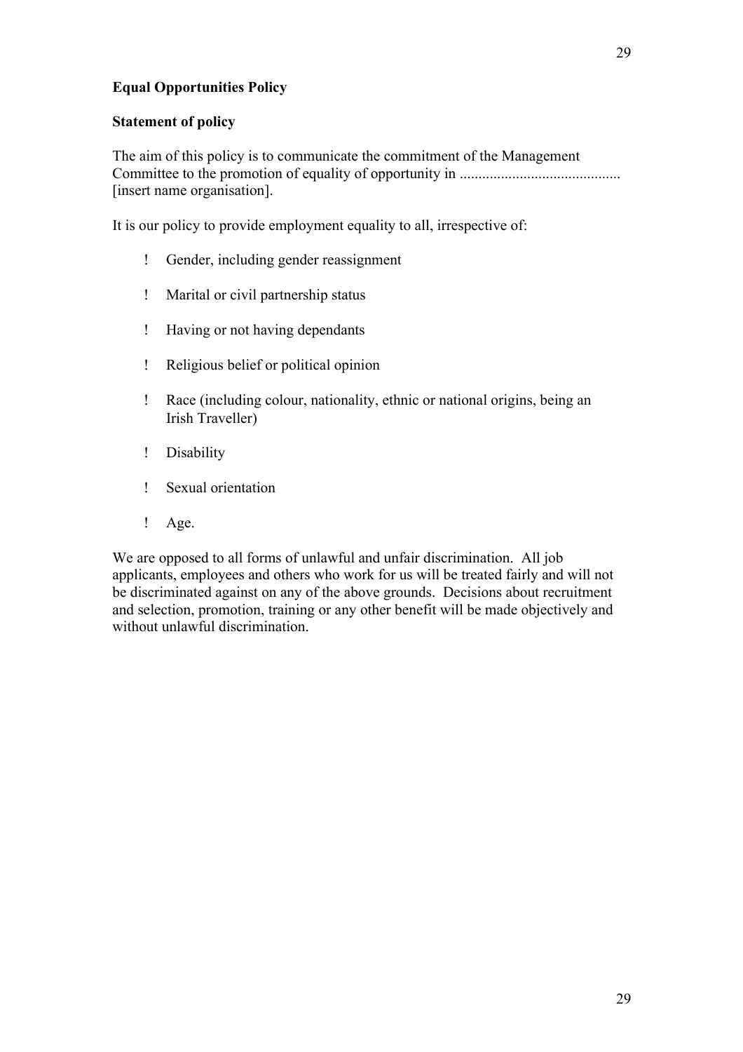**Equal Opportunities Policy**

**Statement of policy**

The aim of this policy is to communicate the commitment of the Management Committee to the promotion of equality of opportunity in ........................................... [insert name organisation].

It is our policy to provide employment equality to all, irrespective of:

- Gender, including gender reassignment
- Marital or civil partnership status
- Having or not having dependants
- Religious belief or political opinion
- Race (including colour, nationality, ethnic or national origins, being an Irish Traveller)
- Disability
- Sexual orientation
- Age.

We are opposed to all forms of unlawful and unfair discrimination. All job applicants, employees and others who work for us will be treated fairly and will not be discriminated against on any of the above grounds. Decisions about recruitment and selection, promotion, training or any other benefit will be made objectively and without unlawful discrimination.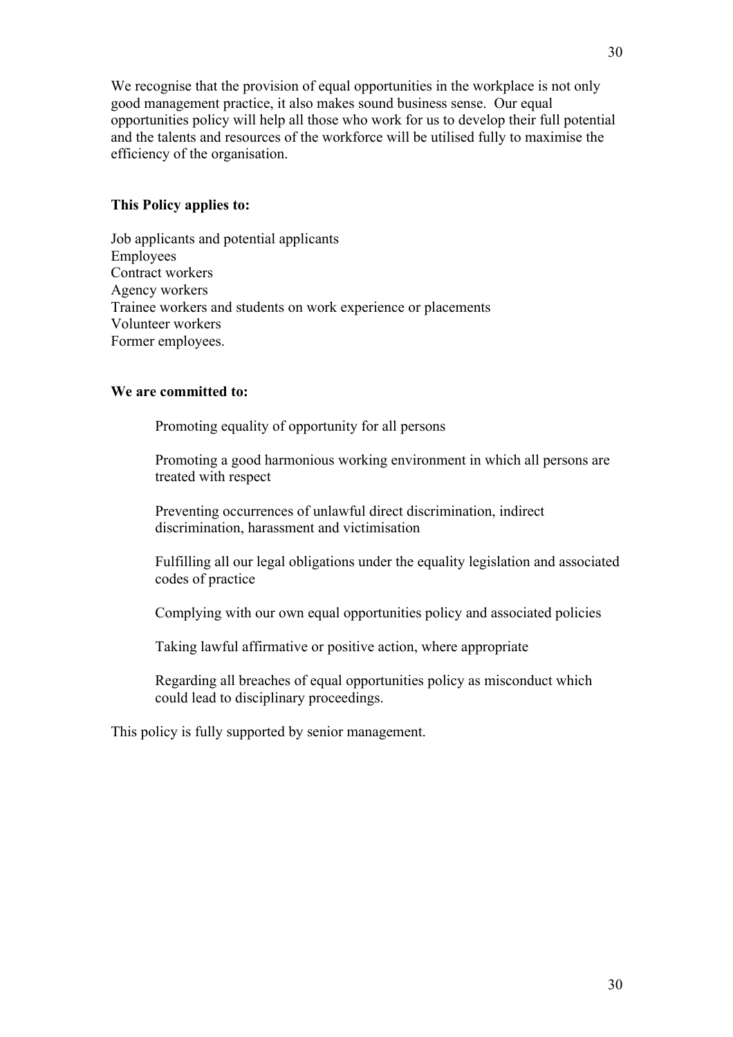We recognise that the provision of equal opportunities in the workplace is not only good management practice, it also makes sound business sense. Our equal opportunities policy will help all those who work for us to develop their full potential and the talents and resources of the workforce will be utilised fully to maximise the efficiency of the organisation.

**This Policy applies to:**

Job applicants and potential applicants
Employees
Contract workers
Agency workers
Trainee workers and students on work experience or placements
Volunteer workers
Former employees.

**We are committed to:**

- Promoting equality of opportunity for all persons
- Promoting a good harmonious working environment in which all persons are treated with respect
- Preventing occurrences of unlawful direct discrimination, indirect discrimination, harassment and victimisation
- Fulfilling all our legal obligations under the equality legislation and associated codes of practice
- Complying with our own equal opportunities policy and associated policies
- Taking lawful affirmative or positive action, where appropriate
- Regarding all breaches of equal opportunities policy as misconduct which could lead to disciplinary proceedings.

This policy is fully supported by senior management.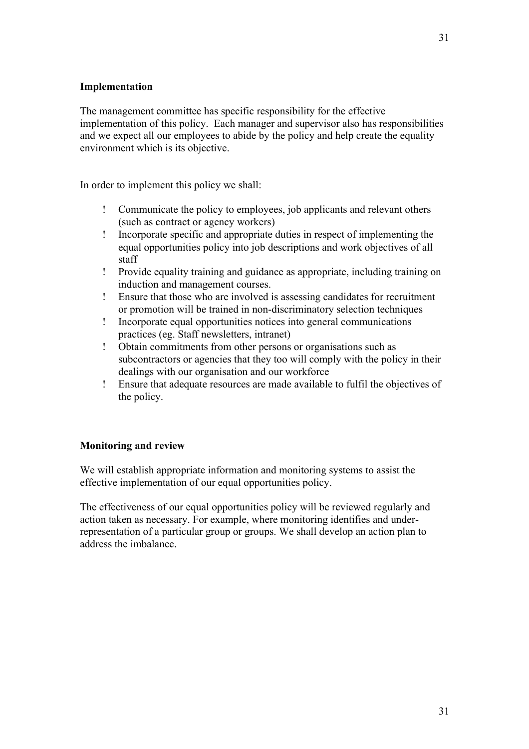**Implementation**

The management committee has specific responsibility for the effective implementation of this policy. Each manager and supervisor also has responsibilities and we expect all our employees to abide by the policy and help create the equality environment which is its objective.

In order to implement this policy we shall:

- Communicate the policy to employees, job applicants and relevant others (such as contract or agency workers)
- Incorporate specific and appropriate duties in respect of implementing the equal opportunities policy into job descriptions and work objectives of all staff
- Provide equality training and guidance as appropriate, including training on induction and management courses.
- Ensure that those who are involved is assessing candidates for recruitment or promotion will be trained in non-discriminatory selection techniques
- Incorporate equal opportunities notices into general communications practices (eg. Staff newsletters, intranet)
- Obtain commitments from other persons or organisations such as subcontractors or agencies that they too will comply with the policy in their dealings with our organisation and our workforce
- Ensure that adequate resources are made available to fulfil the objectives of the policy.

**Monitoring and review**

We will establish appropriate information and monitoring systems to assist the effective implementation of our equal opportunities policy.

The effectiveness of our equal opportunities policy will be reviewed regularly and action taken as necessary. For example, where monitoring identifies and under-representation of a particular group or groups. We shall develop an action plan to address the imbalance.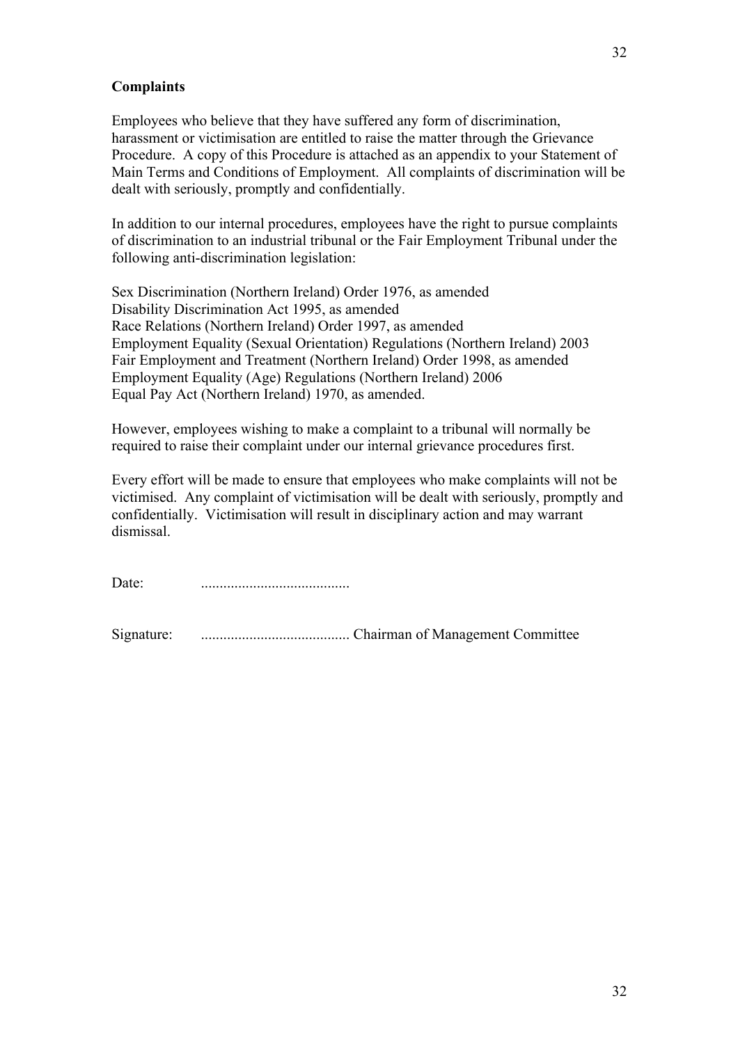**Complaints**

Employees who believe that they have suffered any form of discrimination, harassment or victimisation are entitled to raise the matter through the Grievance Procedure. A copy of this Procedure is attached as an appendix to your Statement of Main Terms and Conditions of Employment. All complaints of discrimination will be dealt with seriously, promptly and confidentially.

In addition to our internal procedures, employees have the right to pursue complaints of discrimination to an industrial tribunal or the Fair Employment Tribunal under the following anti-discrimination legislation:

Sex Discrimination (Northern Ireland) Order 1976, as amended
Disability Discrimination Act 1995, as amended
Race Relations (Northern Ireland) Order 1997, as amended
Employment Equality (Sexual Orientation) Regulations (Northern Ireland) 2003
Fair Employment and Treatment (Northern Ireland) Order 1998, as amended
Employment Equality (Age) Regulations (Northern Ireland) 2006
Equal Pay Act (Northern Ireland) 1970, as amended.

However, employees wishing to make a complaint to a tribunal will normally be required to raise their complaint under our internal grievance procedures first.

Every effort will be made to ensure that employees who make complaints will not be victimised. Any complaint of victimisation will be dealt with seriously, promptly and confidentially. Victimisation will result in disciplinary action and may warrant dismissal.

Date: ........................................

Signature: ........................................ Chairman of Management Committee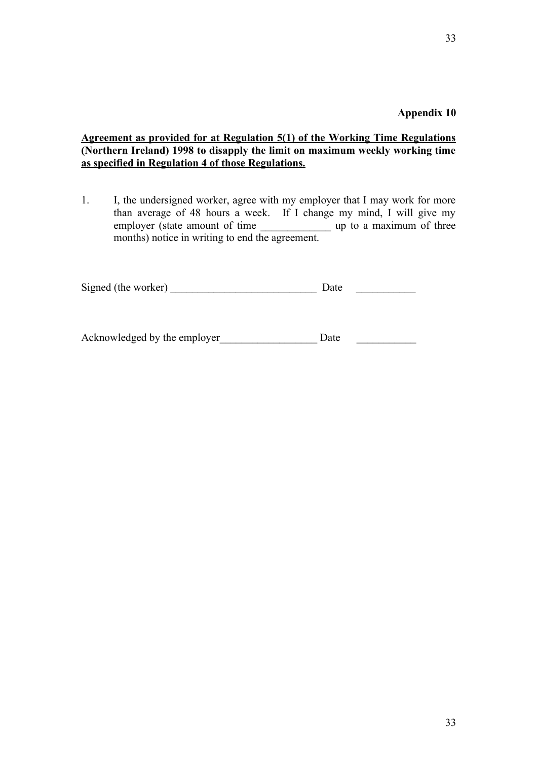**Appendix 10**

**<u>Agreement as provided for at Regulation 5(1) of the Working Time Regulations (Northern Ireland) 1998 to disapply the limit on maximum weekly working time as specified in Regulation 4 of those Regulations.</u>**

1. I, the undersigned worker, agree with my employer that I may work for more than average of 48 hours a week. If I change my mind, I will give my employer (state amount of time _____________ up to a maximum of three months) notice in writing to end the agreement.

Signed (the worker) ___________________________ Date ___________

Acknowledged by the employer__________________ Date ___________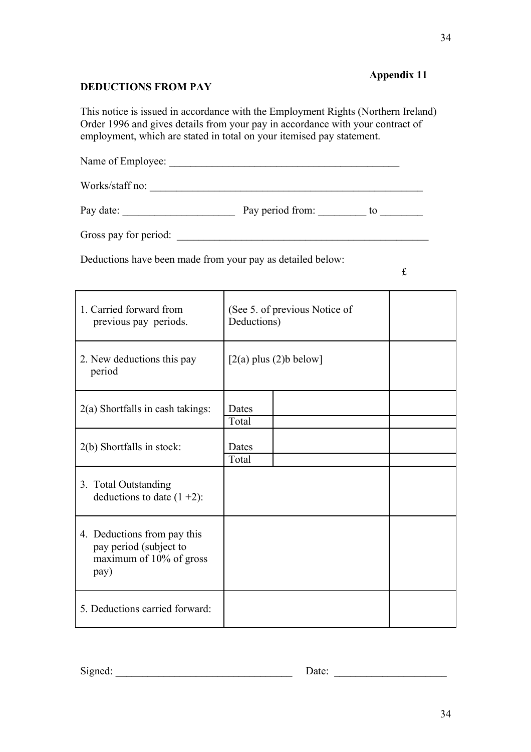**Appendix 11**

**DEDUCTIONS FROM PAY**

This notice is issued in accordance with the Employment Rights (Northern Ireland) Order 1996 and gives details from your pay in accordance with your contract of employment, which are stated in total on your itemised pay statement.

Name of Employee: ____________________________________________

Works/staff no: ______________________________________________________

Pay date: _____________________ Pay period from: _________ to ________

Gross pay for period: __________________________________________________

Deductions have been made from your pay as detailed below:

| | | | £ |
|---|---|---|---|
| 1. Carried forward from previous pay periods. | (See 5. of previous Notice of Deductions) | | |
| 2. New deductions this pay period | [2(a) plus (2)b below] | | |
| 2(a) Shortfalls in cash takings: | Dates | | |
| | Total | | |
| 2(b) Shortfalls in stock: | Dates | | |
| | Total | | |
| 3. Total Outstanding deductions to date (1 +2): | | | |
| 4. Deductions from pay this pay period (subject to maximum of 10% of gross pay) | | | |
| 5. Deductions carried forward: | | | |

Signed: _________________________________ Date: _____________________